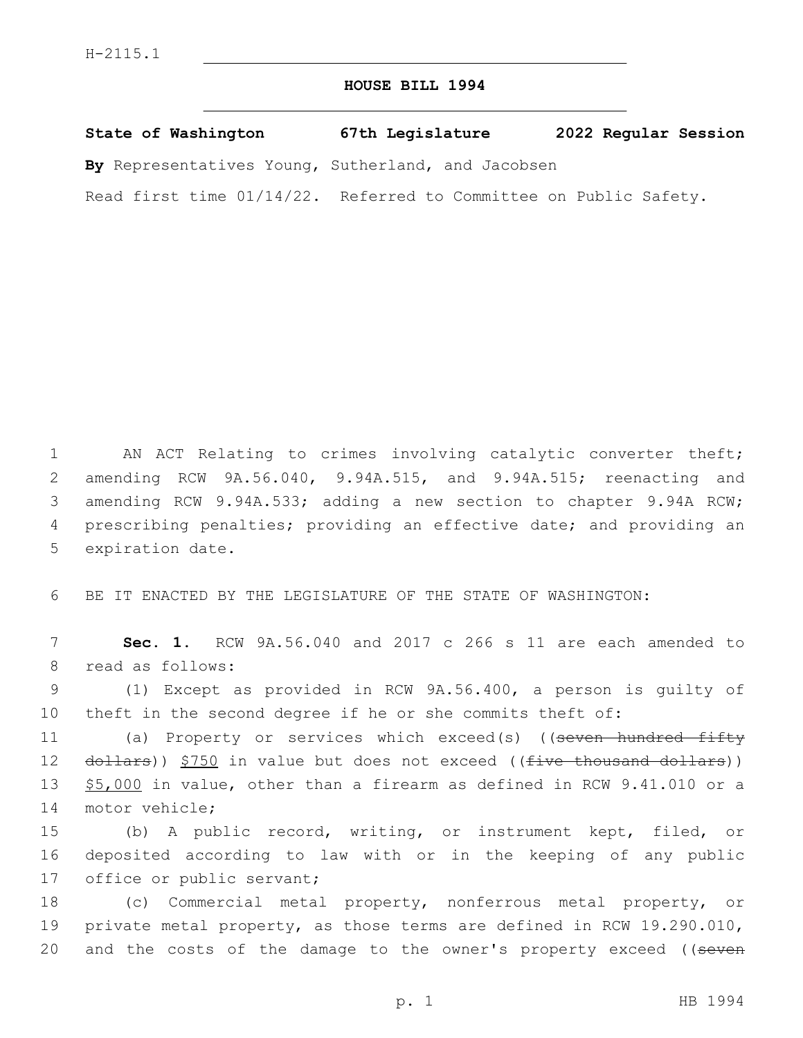H-2115.1

**HOUSE BILL 1994**

**State of Washington 67th Legislature 2022 Regular Session**

**By** Representatives Young, Sutherland, and Jacobsen

Read first time 01/14/22. Referred to Committee on Public Safety.

AN ACT Relating to crimes involving catalytic converter theft; amending RCW 9A.56.040, 9.94A.515, and 9.94A.515; reenacting and amending RCW 9.94A.533; adding a new section to chapter 9.94A RCW; prescribing penalties; providing an effective date; and providing an expiration date.

BE IT ENACTED BY THE LEGISLATURE OF THE STATE OF WASHINGTON:

**Sec. 1.** RCW 9A.56.040 and 2017 c 266 s 11 are each amended to read as follows:

(1) Except as provided in RCW 9A.56.400, a person is guilty of theft in the second degree if he or she commits theft of:

(a) Property or services which exceed(s) ((~~seven hundred fifty dollars~~)) <u>$750</u> in value but does not exceed ((~~five thousand dollars~~)) <u>$5,000</u> in value, other than a firearm as defined in RCW 9.41.010 or a motor vehicle;

(b) A public record, writing, or instrument kept, filed, or deposited according to law with or in the keeping of any public office or public servant;

(c) Commercial metal property, nonferrous metal property, or private metal property, as those terms are defined in RCW 19.290.010, and the costs of the damage to the owner's property exceed ((~~seven~~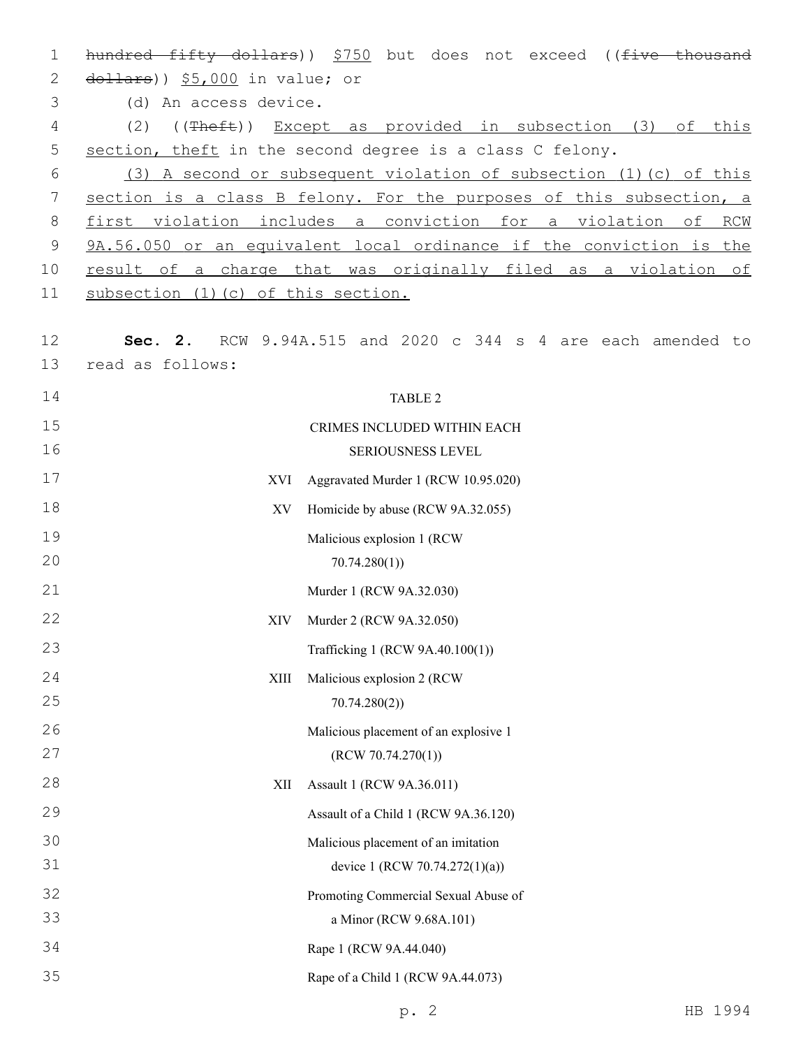~~hundred fifty dollars~~)) $750 but does not exceed ((~~five thousand dollars~~)) $5,000 in value; or

(d) An access device.

(2) ((~~Theft~~)) Except as provided in subsection (3) of this section, theft in the second degree is a class C felony.

(3) A second or subsequent violation of subsection (1)(c) of this section is a class B felony. For the purposes of this subsection, a first violation includes a conviction for a violation of RCW 9A.56.050 or an equivalent local ordinance if the conviction is the result of a charge that was originally filed as a violation of subsection (1)(c) of this section.

**Sec. 2.** RCW 9.94A.515 and 2020 c 344 s 4 are each amended to read as follows:

TABLE 2

CRIMES INCLUDED WITHIN EACH SERIOUSNESS LEVEL

| | |
|---|---|
| XVI | Aggravated Murder 1 (RCW 10.95.020) |
| XV | Homicide by abuse (RCW 9A.32.055) |
| | Malicious explosion 1 (RCW 70.74.280(1)) |
| | Murder 1 (RCW 9A.32.030) |
| XIV | Murder 2 (RCW 9A.32.050) |
| | Trafficking 1 (RCW 9A.40.100(1)) |
| XIII | Malicious explosion 2 (RCW 70.74.280(2)) |
| | Malicious placement of an explosive 1 (RCW 70.74.270(1)) |
| XII | Assault 1 (RCW 9A.36.011) |
| | Assault of a Child 1 (RCW 9A.36.120) |
| | Malicious placement of an imitation device 1 (RCW 70.74.272(1)(a)) |
| | Promoting Commercial Sexual Abuse of a Minor (RCW 9.68A.101) |
| | Rape 1 (RCW 9A.44.040) |
| | Rape of a Child 1 (RCW 9A.44.073) |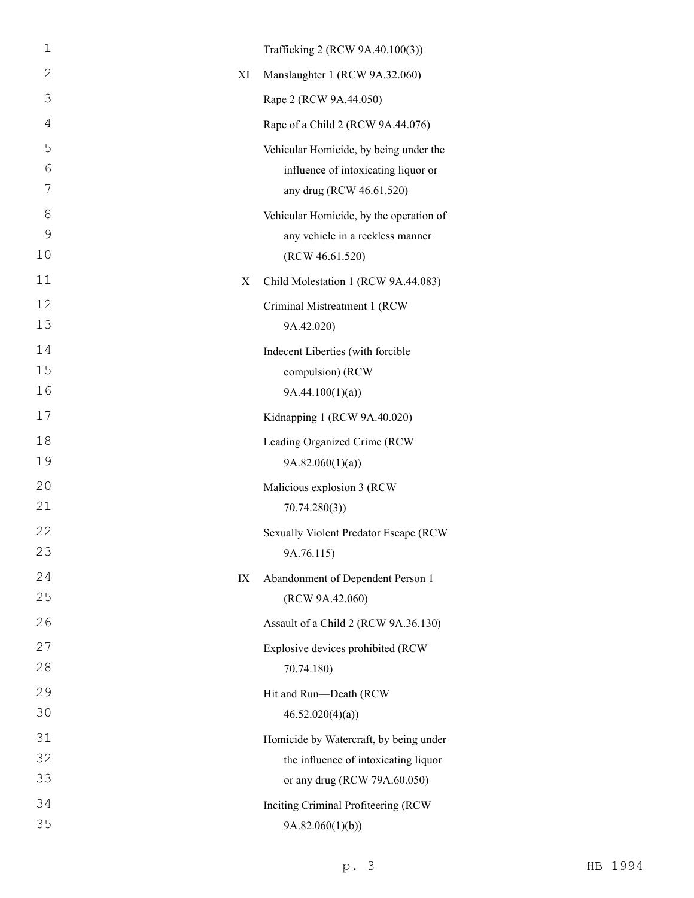| | |
|---|---|
| | Trafficking 2 (RCW 9A.40.100(3)) |
| XI | Manslaughter 1 (RCW 9A.32.060) |
| | Rape 2 (RCW 9A.44.050) |
| | Rape of a Child 2 (RCW 9A.44.076) |
| | Vehicular Homicide, by being under the influence of intoxicating liquor or any drug (RCW 46.61.520) |
| | Vehicular Homicide, by the operation of any vehicle in a reckless manner (RCW 46.61.520) |
| X | Child Molestation 1 (RCW 9A.44.083) |
| | Criminal Mistreatment 1 (RCW 9A.42.020) |
| | Indecent Liberties (with forcible compulsion) (RCW 9A.44.100(1)(a)) |
| | Kidnapping 1 (RCW 9A.40.020) |
| | Leading Organized Crime (RCW 9A.82.060(1)(a)) |
| | Malicious explosion 3 (RCW 70.74.280(3)) |
| | Sexually Violent Predator Escape (RCW 9A.76.115) |
| IX | Abandonment of Dependent Person 1 (RCW 9A.42.060) |
| | Assault of a Child 2 (RCW 9A.36.130) |
| | Explosive devices prohibited (RCW 70.74.180) |
| | Hit and Run—Death (RCW 46.52.020(4)(a)) |
| | Homicide by Watercraft, by being under the influence of intoxicating liquor or any drug (RCW 79A.60.050) |
| | Inciting Criminal Profiteering (RCW 9A.82.060(1)(b)) |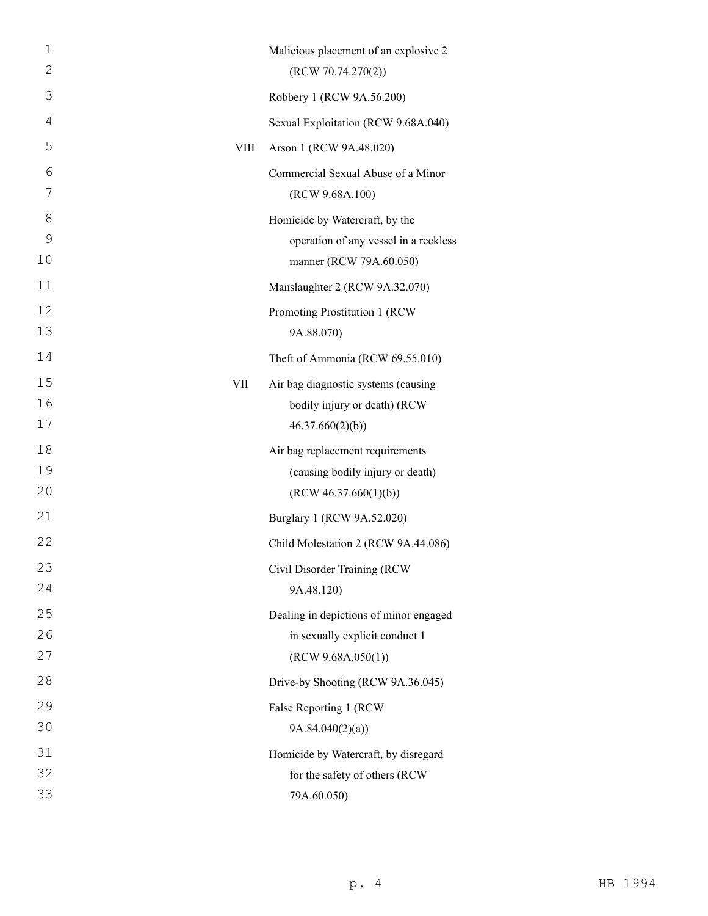| | |
|---|---|
| | Malicious placement of an explosive 2 (RCW 70.74.270(2)) |
| | Robbery 1 (RCW 9A.56.200) |
| | Sexual Exploitation (RCW 9.68A.040) |
| VIII | Arson 1 (RCW 9A.48.020) |
| | Commercial Sexual Abuse of a Minor (RCW 9.68A.100) |
| | Homicide by Watercraft, by the operation of any vessel in a reckless manner (RCW 79A.60.050) |
| | Manslaughter 2 (RCW 9A.32.070) |
| | Promoting Prostitution 1 (RCW 9A.88.070) |
| | Theft of Ammonia (RCW 69.55.010) |
| VII | Air bag diagnostic systems (causing bodily injury or death) (RCW 46.37.660(2)(b)) |
| | Air bag replacement requirements (causing bodily injury or death) (RCW 46.37.660(1)(b)) |
| | Burglary 1 (RCW 9A.52.020) |
| | Child Molestation 2 (RCW 9A.44.086) |
| | Civil Disorder Training (RCW 9A.48.120) |
| | Dealing in depictions of minor engaged in sexually explicit conduct 1 (RCW 9.68A.050(1)) |
| | Drive-by Shooting (RCW 9A.36.045) |
| | False Reporting 1 (RCW 9A.84.040(2)(a)) |
| | Homicide by Watercraft, by disregard for the safety of others (RCW 79A.60.050) |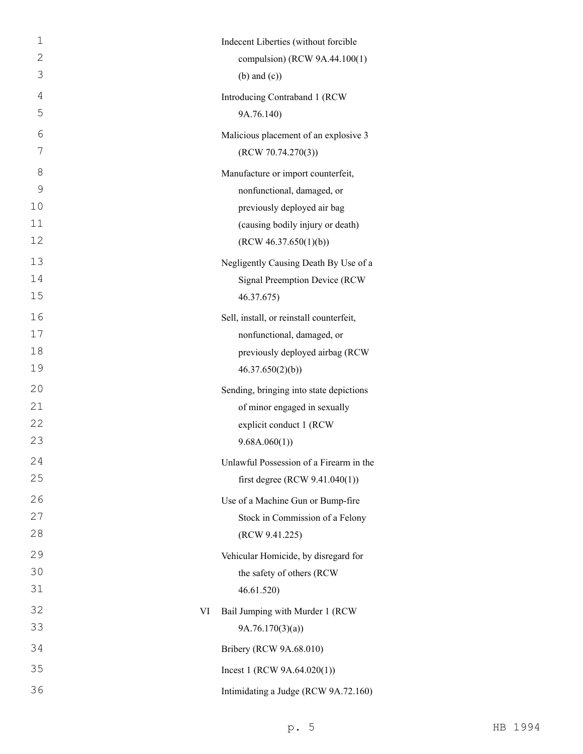Indecent Liberties (without forcible compulsion) (RCW 9A.44.100(1) (b) and (c))

Introducing Contraband 1 (RCW 9A.76.140)

Malicious placement of an explosive 3 (RCW 70.74.270(3))

Manufacture or import counterfeit, nonfunctional, damaged, or previously deployed air bag (causing bodily injury or death) (RCW 46.37.650(1)(b))

Negligently Causing Death By Use of a Signal Preemption Device (RCW 46.37.675)

Sell, install, or reinstall counterfeit, nonfunctional, damaged, or previously deployed airbag (RCW 46.37.650(2)(b))

Sending, bringing into state depictions of minor engaged in sexually explicit conduct 1 (RCW 9.68A.060(1))

Unlawful Possession of a Firearm in the first degree (RCW 9.41.040(1))

Use of a Machine Gun or Bump-fire Stock in Commission of a Felony (RCW 9.41.225)

Vehicular Homicide, by disregard for the safety of others (RCW 46.61.520)

VI Bail Jumping with Murder 1 (RCW 9A.76.170(3)(a))

Bribery (RCW 9A.68.010)

Incest 1 (RCW 9A.64.020(1))

Intimidating a Judge (RCW 9A.72.160)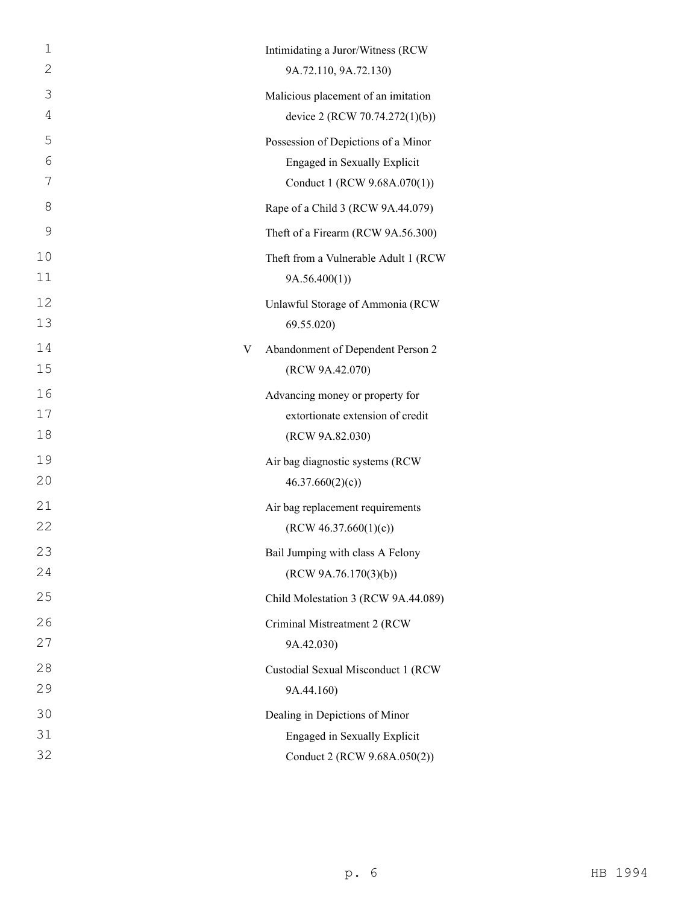Intimidating a Juror/Witness (RCW 9A.72.110, 9A.72.130)

Malicious placement of an imitation device 2 (RCW 70.74.272(1)(b))

Possession of Depictions of a Minor Engaged in Sexually Explicit Conduct 1 (RCW 9.68A.070(1))

Rape of a Child 3 (RCW 9A.44.079)

Theft of a Firearm (RCW 9A.56.300)

Theft from a Vulnerable Adult 1 (RCW 9A.56.400(1))

Unlawful Storage of Ammonia (RCW 69.55.020)

V Abandonment of Dependent Person 2 (RCW 9A.42.070)

Advancing money or property for extortionate extension of credit (RCW 9A.82.030)

Air bag diagnostic systems (RCW 46.37.660(2)(c))

Air bag replacement requirements (RCW 46.37.660(1)(c))

Bail Jumping with class A Felony (RCW 9A.76.170(3)(b))

Child Molestation 3 (RCW 9A.44.089)

Criminal Mistreatment 2 (RCW 9A.42.030)

Custodial Sexual Misconduct 1 (RCW 9A.44.160)

Dealing in Depictions of Minor Engaged in Sexually Explicit Conduct 2 (RCW 9.68A.050(2))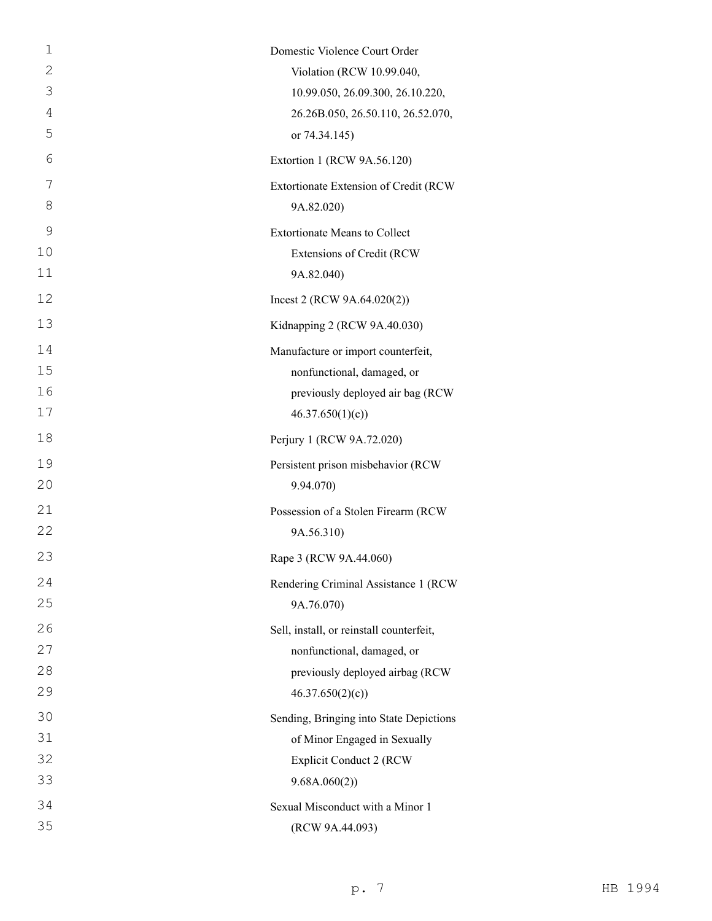Domestic Violence Court Order Violation (RCW 10.99.040, 10.99.050, 26.09.300, 26.10.220, 26.26B.050, 26.50.110, 26.52.070, or 74.34.145)

Extortion 1 (RCW 9A.56.120)

Extortionate Extension of Credit (RCW 9A.82.020)

Extortionate Means to Collect Extensions of Credit (RCW 9A.82.040)

Incest 2 (RCW 9A.64.020(2))

Kidnapping 2 (RCW 9A.40.030)

Manufacture or import counterfeit, nonfunctional, damaged, or previously deployed air bag (RCW 46.37.650(1)(c))

Perjury 1 (RCW 9A.72.020)

Persistent prison misbehavior (RCW 9.94.070)

Possession of a Stolen Firearm (RCW 9A.56.310)

Rape 3 (RCW 9A.44.060)

Rendering Criminal Assistance 1 (RCW 9A.76.070)

Sell, install, or reinstall counterfeit, nonfunctional, damaged, or previously deployed airbag (RCW 46.37.650(2)(c))

Sending, Bringing into State Depictions of Minor Engaged in Sexually Explicit Conduct 2 (RCW 9.68A.060(2))

Sexual Misconduct with a Minor 1 (RCW 9A.44.093)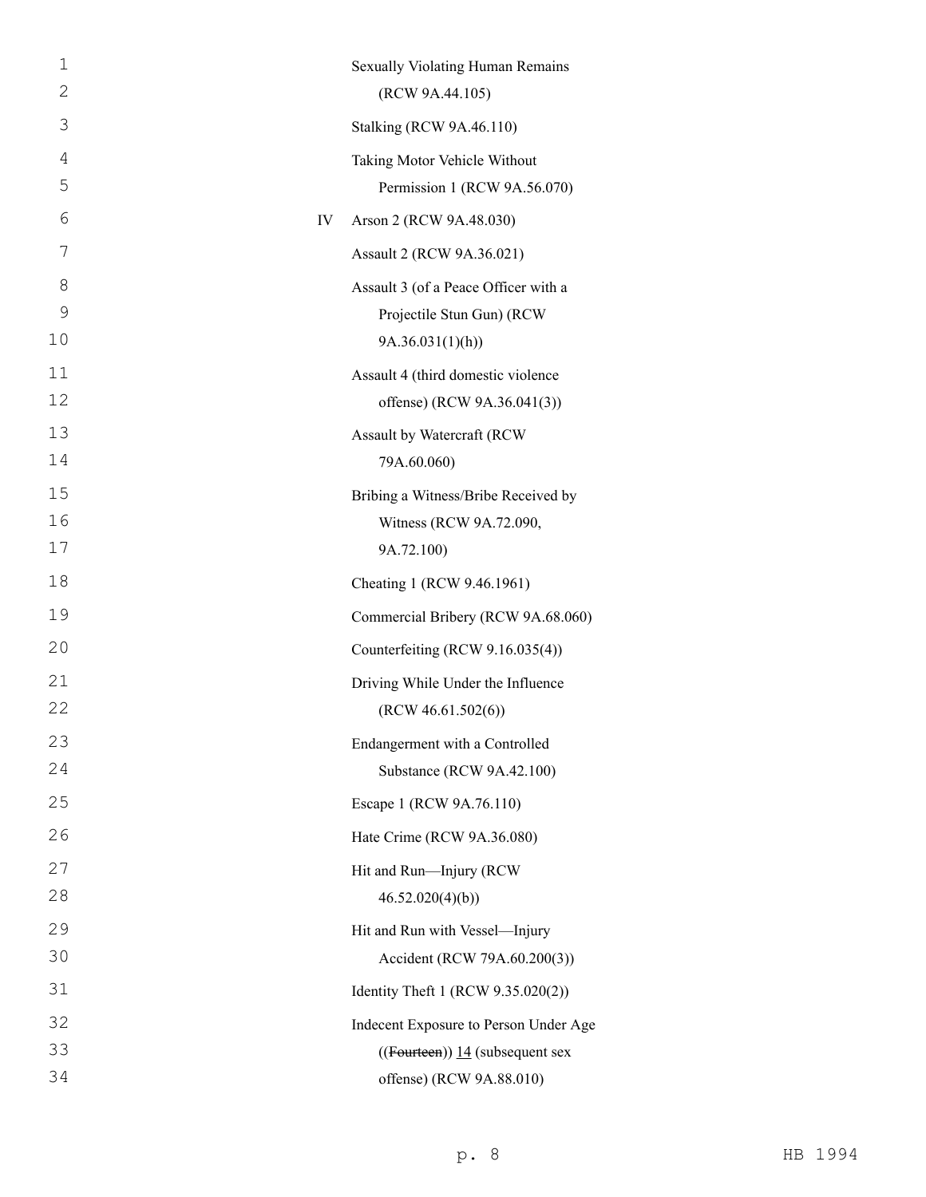Sexually Violating Human Remains (RCW 9A.44.105)

Stalking (RCW 9A.46.110)

Taking Motor Vehicle Without Permission 1 (RCW 9A.56.070)

IV Arson 2 (RCW 9A.48.030)

Assault 2 (RCW 9A.36.021)

Assault 3 (of a Peace Officer with a Projectile Stun Gun) (RCW 9A.36.031(1)(h))

Assault 4 (third domestic violence offense) (RCW 9A.36.041(3))

Assault by Watercraft (RCW 79A.60.060)

Bribing a Witness/Bribe Received by Witness (RCW 9A.72.090, 9A.72.100)

Cheating 1 (RCW 9.46.1961)

Commercial Bribery (RCW 9A.68.060)

Counterfeiting (RCW 9.16.035(4))

Driving While Under the Influence (RCW 46.61.502(6))

Endangerment with a Controlled Substance (RCW 9A.42.100)

Escape 1 (RCW 9A.76.110)

Hate Crime (RCW 9A.36.080)

Hit and Run—Injury (RCW 46.52.020(4)(b))

Hit and Run with Vessel—Injury Accident (RCW 79A.60.200(3))

Identity Theft 1 (RCW 9.35.020(2))

Indecent Exposure to Person Under Age ((~~Fourteen~~)) 14 (subsequent sex offense) (RCW 9A.88.010)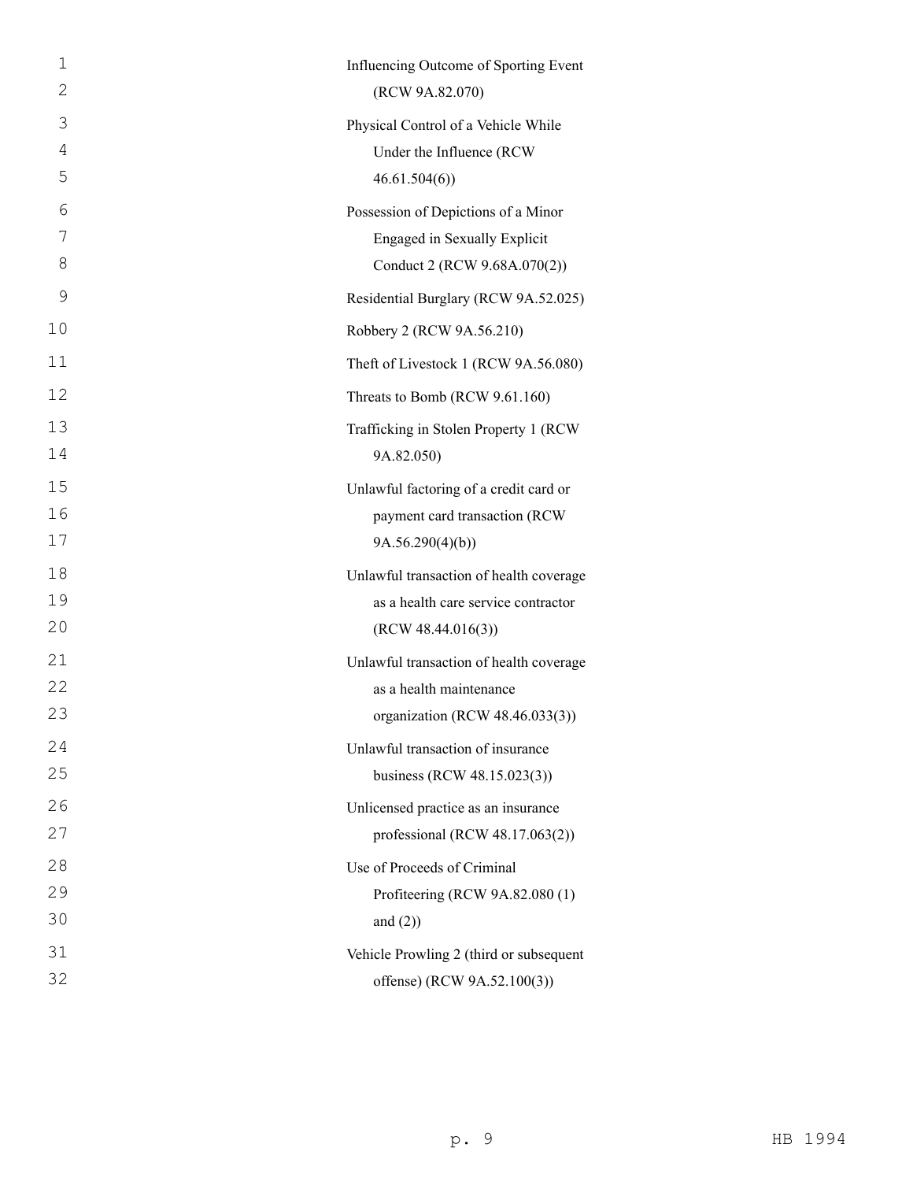Influencing Outcome of Sporting Event (RCW 9A.82.070)

Physical Control of a Vehicle While Under the Influence (RCW 46.61.504(6))

Possession of Depictions of a Minor Engaged in Sexually Explicit Conduct 2 (RCW 9.68A.070(2))

Residential Burglary (RCW 9A.52.025)

Robbery 2 (RCW 9A.56.210)

Theft of Livestock 1 (RCW 9A.56.080)

Threats to Bomb (RCW 9.61.160)

Trafficking in Stolen Property 1 (RCW 9A.82.050)

Unlawful factoring of a credit card or payment card transaction (RCW 9A.56.290(4)(b))

Unlawful transaction of health coverage as a health care service contractor (RCW 48.44.016(3))

Unlawful transaction of health coverage as a health maintenance organization (RCW 48.46.033(3))

Unlawful transaction of insurance business (RCW 48.15.023(3))

Unlicensed practice as an insurance professional (RCW 48.17.063(2))

Use of Proceeds of Criminal Profiteering (RCW 9A.82.080 (1) and (2))

Vehicle Prowling 2 (third or subsequent offense) (RCW 9A.52.100(3))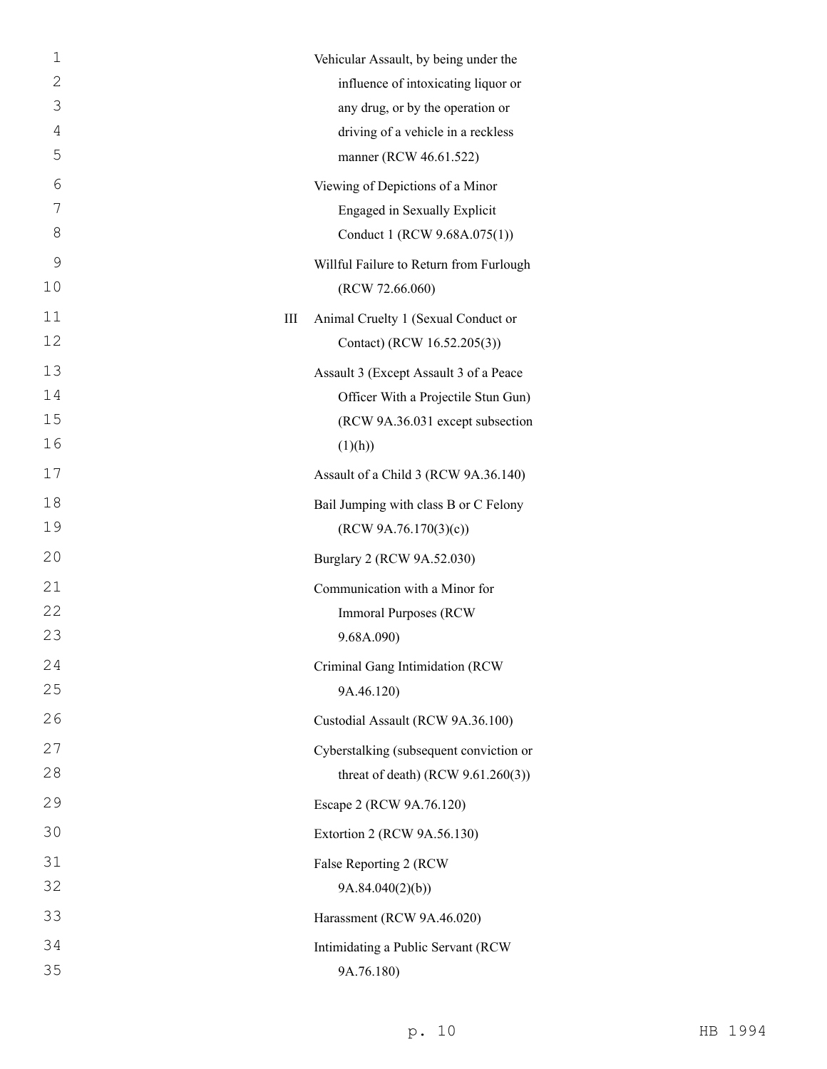| | |
|---|---|
| | Vehicular Assault, by being under the influence of intoxicating liquor or any drug, or by the operation or driving of a vehicle in a reckless manner (RCW 46.61.522) |
| | Viewing of Depictions of a Minor Engaged in Sexually Explicit Conduct 1 (RCW 9.68A.075(1)) |
| | Willful Failure to Return from Furlough (RCW 72.66.060) |
| III | Animal Cruelty 1 (Sexual Conduct or Contact) (RCW 16.52.205(3)) |
| | Assault 3 (Except Assault 3 of a Peace Officer With a Projectile Stun Gun) (RCW 9A.36.031 except subsection (1)(h)) |
| | Assault of a Child 3 (RCW 9A.36.140) |
| | Bail Jumping with class B or C Felony (RCW 9A.76.170(3)(c)) |
| | Burglary 2 (RCW 9A.52.030) |
| | Communication with a Minor for Immoral Purposes (RCW 9.68A.090) |
| | Criminal Gang Intimidation (RCW 9A.46.120) |
| | Custodial Assault (RCW 9A.36.100) |
| | Cyberstalking (subsequent conviction or threat of death) (RCW 9.61.260(3)) |
| | Escape 2 (RCW 9A.76.120) |
| | Extortion 2 (RCW 9A.56.130) |
| | False Reporting 2 (RCW 9A.84.040(2)(b)) |
| | Harassment (RCW 9A.46.020) |
| | Intimidating a Public Servant (RCW 9A.76.180) |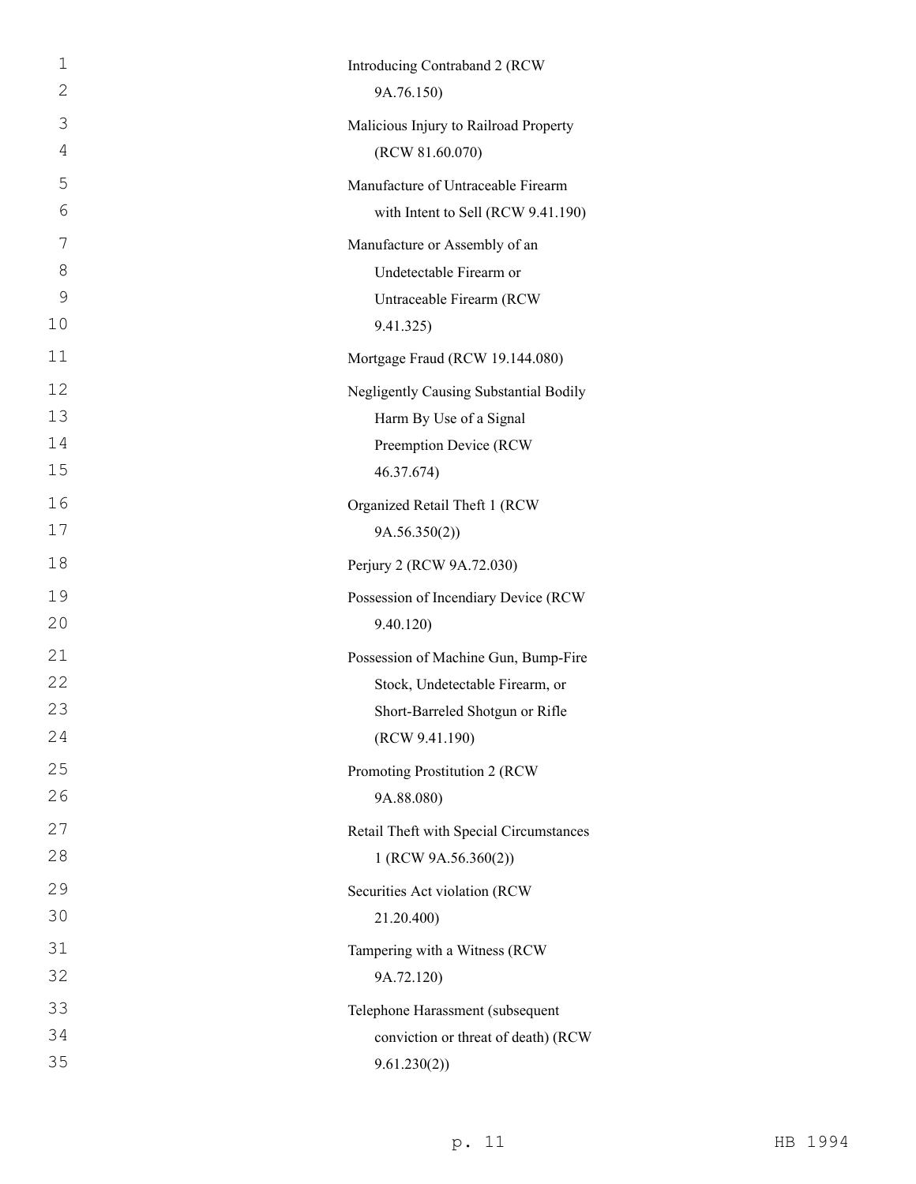Introducing Contraband 2 (RCW 9A.76.150)

Malicious Injury to Railroad Property (RCW 81.60.070)

Manufacture of Untraceable Firearm with Intent to Sell (RCW 9.41.190)

Manufacture or Assembly of an Undetectable Firearm or Untraceable Firearm (RCW 9.41.325)

Mortgage Fraud (RCW 19.144.080)

Negligently Causing Substantial Bodily Harm By Use of a Signal Preemption Device (RCW 46.37.674)

Organized Retail Theft 1 (RCW 9A.56.350(2))

Perjury 2 (RCW 9A.72.030)

Possession of Incendiary Device (RCW 9.40.120)

Possession of Machine Gun, Bump-Fire Stock, Undetectable Firearm, or Short-Barreled Shotgun or Rifle (RCW 9.41.190)

Promoting Prostitution 2 (RCW 9A.88.080)

Retail Theft with Special Circumstances 1 (RCW 9A.56.360(2))

Securities Act violation (RCW 21.20.400)

Tampering with a Witness (RCW 9A.72.120)

Telephone Harassment (subsequent conviction or threat of death) (RCW 9.61.230(2))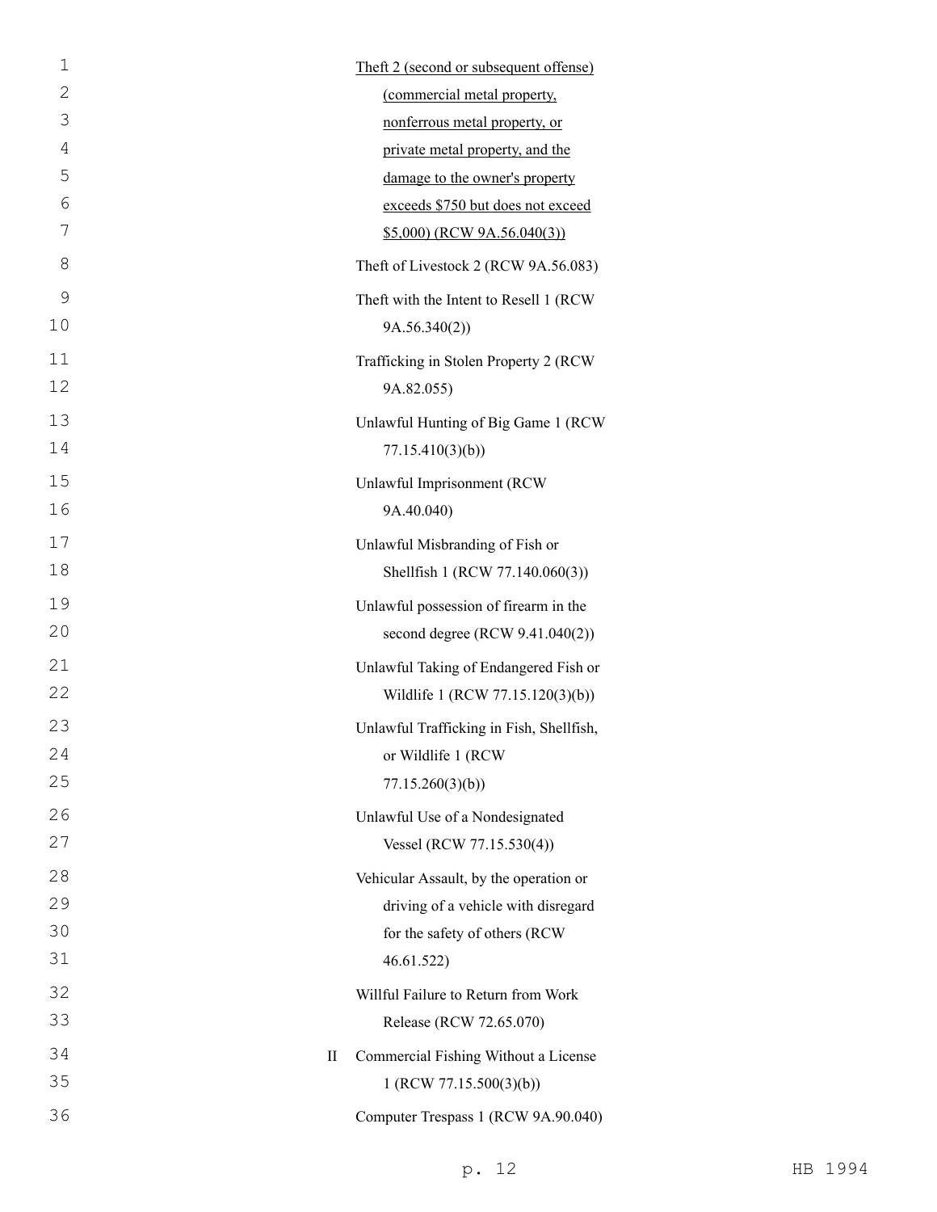<u>Theft 2 (second or subsequent offense) (commercial metal property, nonferrous metal property, or private metal property, and the damage to the owner's property exceeds $750 but does not exceed $5,000) (RCW 9A.56.040(3))</u>

Theft of Livestock 2 (RCW 9A.56.083)

Theft with the Intent to Resell 1 (RCW 9A.56.340(2))

Trafficking in Stolen Property 2 (RCW 9A.82.055)

Unlawful Hunting of Big Game 1 (RCW 77.15.410(3)(b))

Unlawful Imprisonment (RCW 9A.40.040)

Unlawful Misbranding of Fish or Shellfish 1 (RCW 77.140.060(3))

Unlawful possession of firearm in the second degree (RCW 9.41.040(2))

Unlawful Taking of Endangered Fish or Wildlife 1 (RCW 77.15.120(3)(b))

Unlawful Trafficking in Fish, Shellfish, or Wildlife 1 (RCW 77.15.260(3)(b))

Unlawful Use of a Nondesignated Vessel (RCW 77.15.530(4))

Vehicular Assault, by the operation or driving of a vehicle with disregard for the safety of others (RCW 46.61.522)

Willful Failure to Return from Work Release (RCW 72.65.070)

II Commercial Fishing Without a License 1 (RCW 77.15.500(3)(b))

Computer Trespass 1 (RCW 9A.90.040)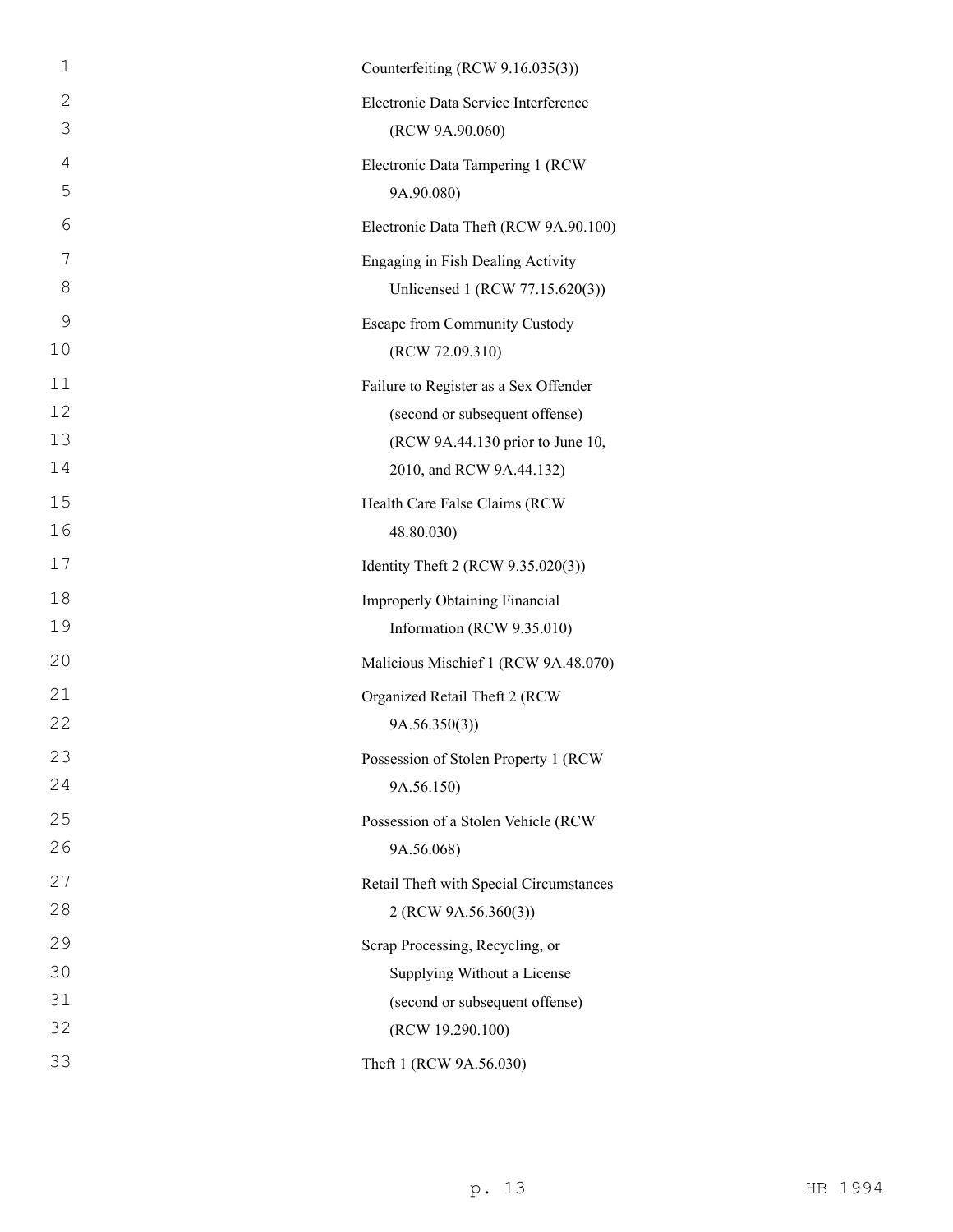Counterfeiting (RCW 9.16.035(3))

Electronic Data Service Interference (RCW 9A.90.060)

Electronic Data Tampering 1 (RCW 9A.90.080)

Electronic Data Theft (RCW 9A.90.100)

Engaging in Fish Dealing Activity Unlicensed 1 (RCW 77.15.620(3))

Escape from Community Custody (RCW 72.09.310)

Failure to Register as a Sex Offender (second or subsequent offense) (RCW 9A.44.130 prior to June 10, 2010, and RCW 9A.44.132)

Health Care False Claims (RCW 48.80.030)

Identity Theft 2 (RCW 9.35.020(3))

Improperly Obtaining Financial Information (RCW 9.35.010)

Malicious Mischief 1 (RCW 9A.48.070)

Organized Retail Theft 2 (RCW 9A.56.350(3))

Possession of Stolen Property 1 (RCW 9A.56.150)

Possession of a Stolen Vehicle (RCW 9A.56.068)

Retail Theft with Special Circumstances 2 (RCW 9A.56.360(3))

Scrap Processing, Recycling, or Supplying Without a License (second or subsequent offense) (RCW 19.290.100)

Theft 1 (RCW 9A.56.030)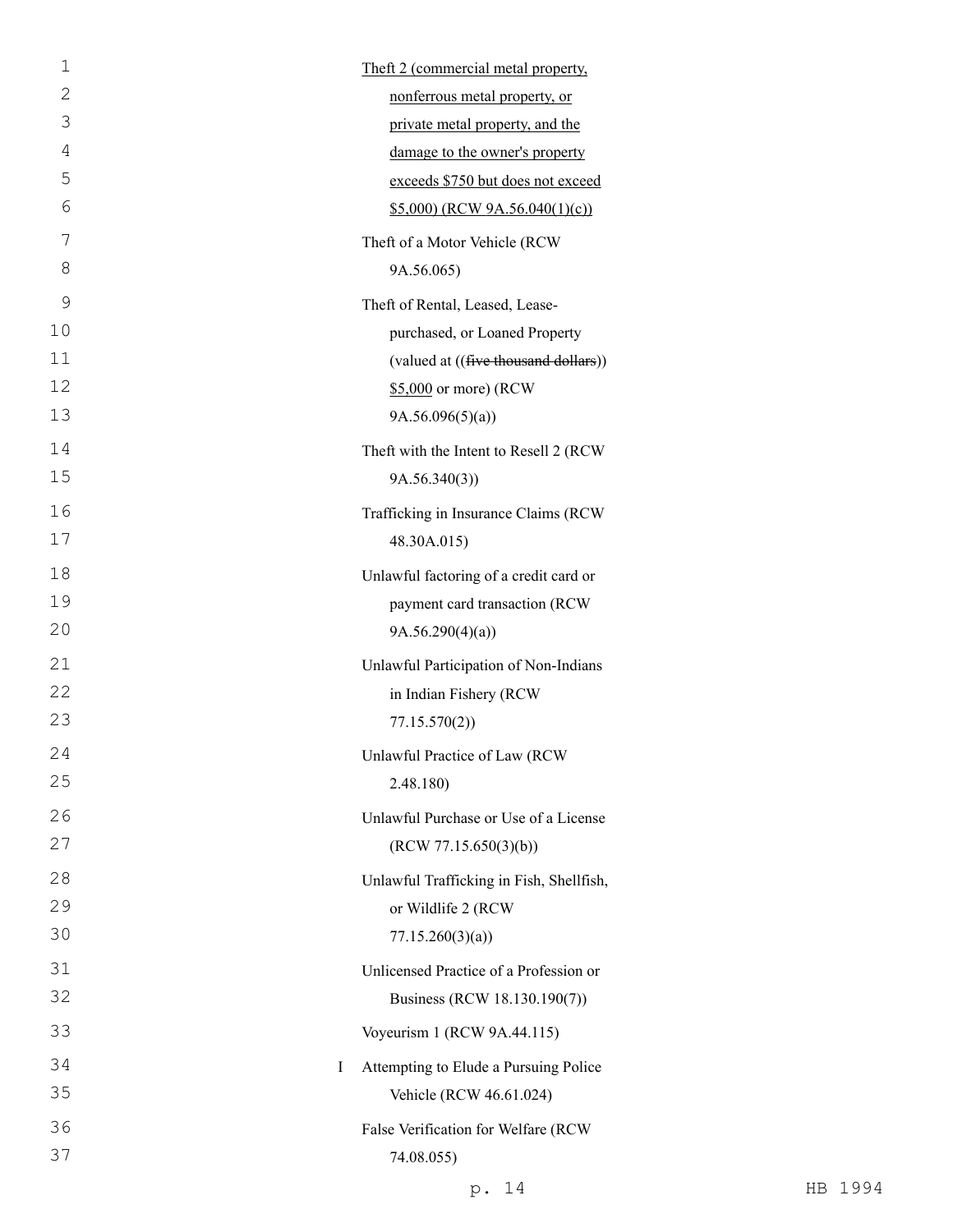Theft 2 (commercial metal property, nonferrous metal property, or private metal property, and the damage to the owner's property exceeds $750 but does not exceed $5,000) (RCW 9A.56.040(1)(c))

Theft of a Motor Vehicle (RCW 9A.56.065)

Theft of Rental, Leased, Lease-purchased, or Loaned Property (valued at ((~~five thousand dollars~~)) $5,000 or more) (RCW 9A.56.096(5)(a))

Theft with the Intent to Resell 2 (RCW 9A.56.340(3))

Trafficking in Insurance Claims (RCW 48.30A.015)

Unlawful factoring of a credit card or payment card transaction (RCW 9A.56.290(4)(a))

Unlawful Participation of Non-Indians in Indian Fishery (RCW 77.15.570(2))

Unlawful Practice of Law (RCW 2.48.180)

Unlawful Purchase or Use of a License (RCW 77.15.650(3)(b))

Unlawful Trafficking in Fish, Shellfish, or Wildlife 2 (RCW 77.15.260(3)(a))

Unlicensed Practice of a Profession or Business (RCW 18.130.190(7))

Voyeurism 1 (RCW 9A.44.115)

I Attempting to Elude a Pursuing Police Vehicle (RCW 46.61.024)

False Verification for Welfare (RCW 74.08.055)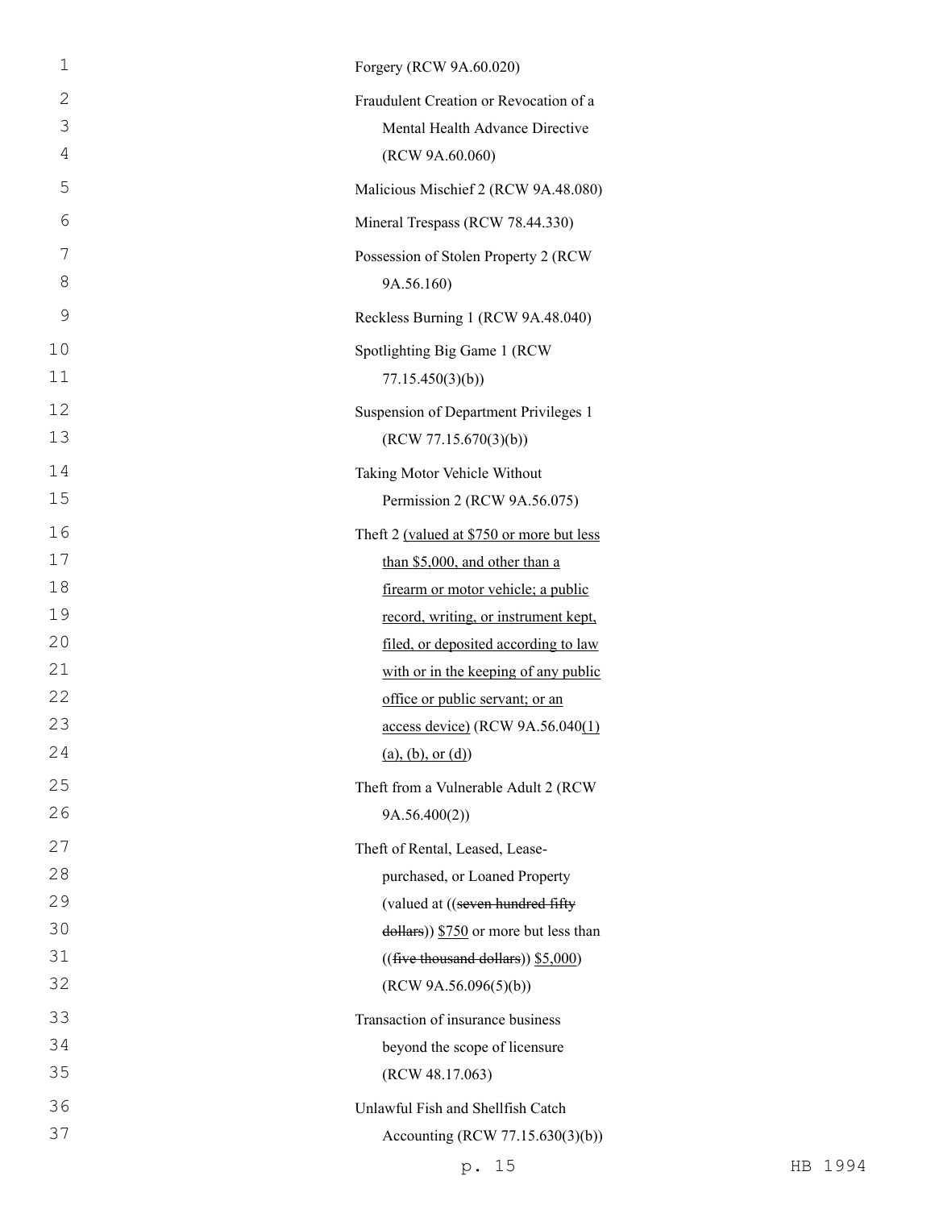Forgery (RCW 9A.60.020)

Fraudulent Creation or Revocation of a Mental Health Advance Directive (RCW 9A.60.060)

Malicious Mischief 2 (RCW 9A.48.080)

Mineral Trespass (RCW 78.44.330)

Possession of Stolen Property 2 (RCW 9A.56.160)

Reckless Burning 1 (RCW 9A.48.040)

Spotlighting Big Game 1 (RCW 77.15.450(3)(b))

Suspension of Department Privileges 1 (RCW 77.15.670(3)(b))

Taking Motor Vehicle Without Permission 2 (RCW 9A.56.075)

Theft 2 <u>(valued at $750 or more but less than $5,000, and other than a firearm or motor vehicle; a public record, writing, or instrument kept, filed, or deposited according to law with or in the keeping of any public office or public servant; or an access device)</u> (RCW 9A.56.040<u>(1)(a), (b), or (d)</u>)

Theft from a Vulnerable Adult 2 (RCW 9A.56.400(2))

Theft of Rental, Leased, Lease-purchased, or Loaned Property (valued at ((~~seven hundred fifty dollars~~)) <u>$750</u> or more but less than ((~~five thousand dollars~~)) <u>$5,000</u>) (RCW 9A.56.096(5)(b))

Transaction of insurance business beyond the scope of licensure (RCW 48.17.063)

Unlawful Fish and Shellfish Catch Accounting (RCW 77.15.630(3)(b))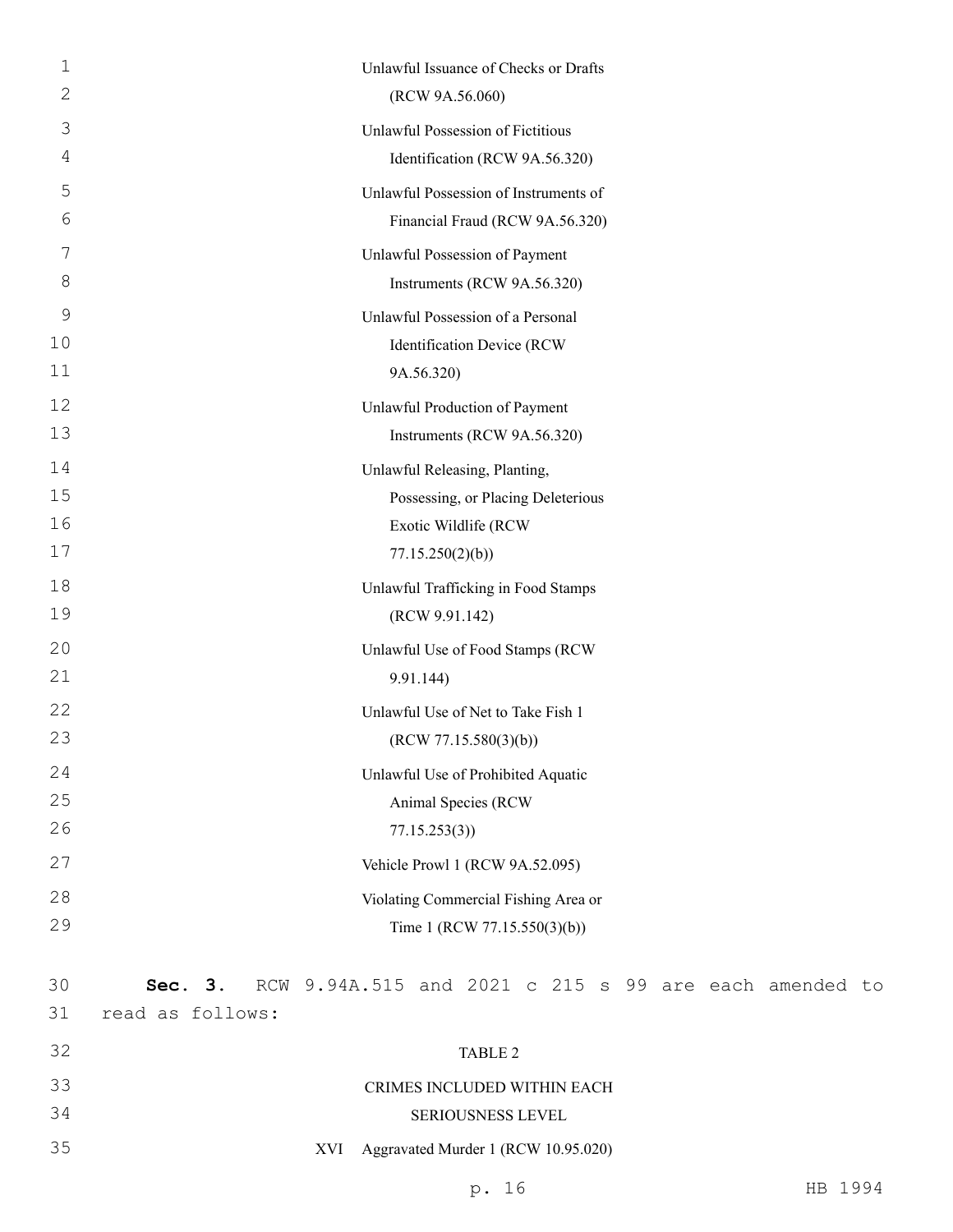Unlawful Issuance of Checks or Drafts (RCW 9A.56.060)

Unlawful Possession of Fictitious Identification (RCW 9A.56.320)

Unlawful Possession of Instruments of Financial Fraud (RCW 9A.56.320)

Unlawful Possession of Payment Instruments (RCW 9A.56.320)

Unlawful Possession of a Personal Identification Device (RCW 9A.56.320)

Unlawful Production of Payment Instruments (RCW 9A.56.320)

Unlawful Releasing, Planting, Possessing, or Placing Deleterious Exotic Wildlife (RCW 77.15.250(2)(b))

Unlawful Trafficking in Food Stamps (RCW 9.91.142)

Unlawful Use of Food Stamps (RCW 9.91.144)

Unlawful Use of Net to Take Fish 1 (RCW 77.15.580(3)(b))

Unlawful Use of Prohibited Aquatic Animal Species (RCW 77.15.253(3))

Vehicle Prowl 1 (RCW 9A.52.095)

Violating Commercial Fishing Area or Time 1 (RCW 77.15.550(3)(b))

**Sec. 3.** RCW 9.94A.515 and 2021 c 215 s 99 are each amended to read as follows:

TABLE 2

CRIMES INCLUDED WITHIN EACH SERIOUSNESS LEVEL

XVI Aggravated Murder 1 (RCW 10.95.020)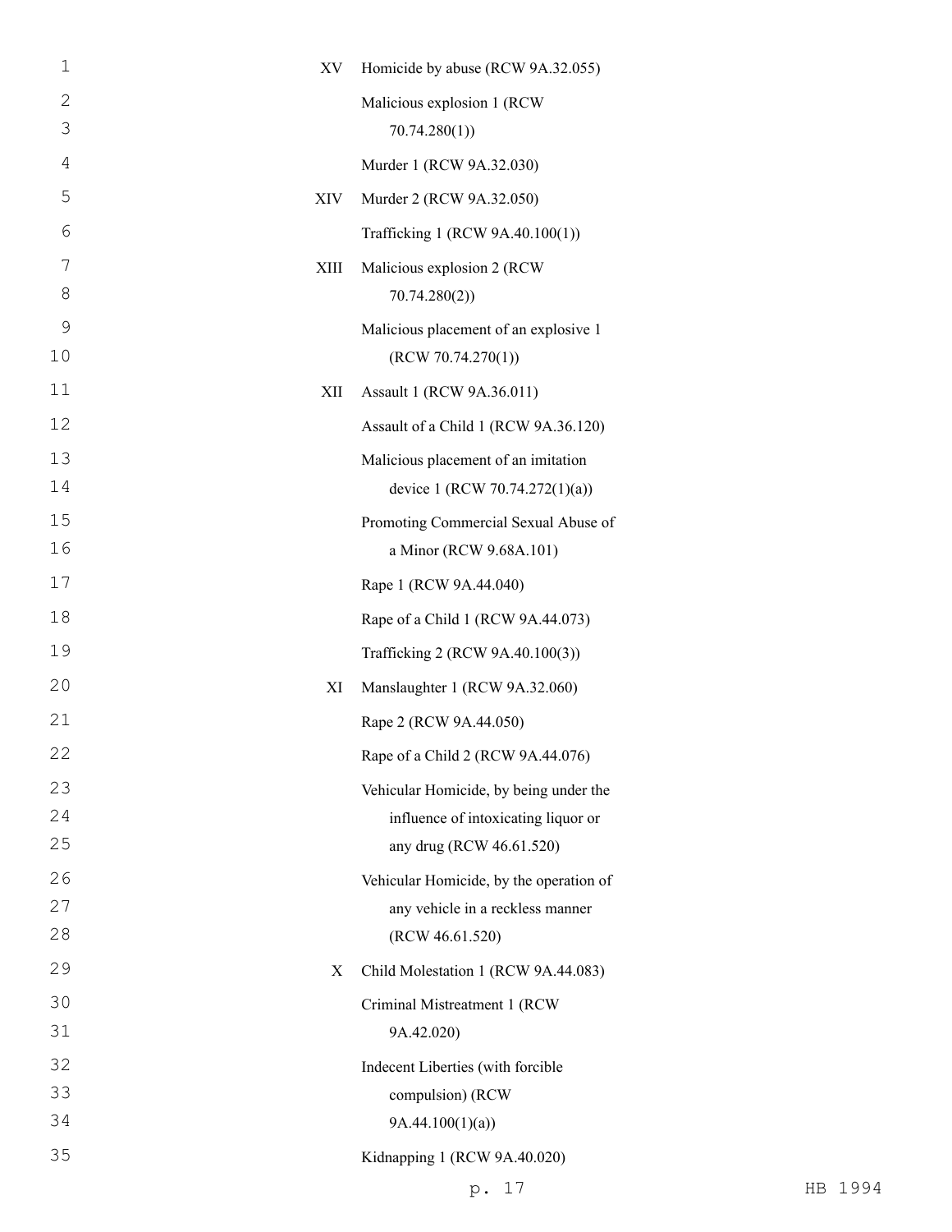| | |
|---|---|
| XV | Homicide by abuse (RCW 9A.32.055) |
| | Malicious explosion 1 (RCW 70.74.280(1)) |
| | Murder 1 (RCW 9A.32.030) |
| XIV | Murder 2 (RCW 9A.32.050) |
| | Trafficking 1 (RCW 9A.40.100(1)) |
| XIII | Malicious explosion 2 (RCW 70.74.280(2)) |
| | Malicious placement of an explosive 1 (RCW 70.74.270(1)) |
| XII | Assault 1 (RCW 9A.36.011) |
| | Assault of a Child 1 (RCW 9A.36.120) |
| | Malicious placement of an imitation device 1 (RCW 70.74.272(1)(a)) |
| | Promoting Commercial Sexual Abuse of a Minor (RCW 9.68A.101) |
| | Rape 1 (RCW 9A.44.040) |
| | Rape of a Child 1 (RCW 9A.44.073) |
| | Trafficking 2 (RCW 9A.40.100(3)) |
| XI | Manslaughter 1 (RCW 9A.32.060) |
| | Rape 2 (RCW 9A.44.050) |
| | Rape of a Child 2 (RCW 9A.44.076) |
| | Vehicular Homicide, by being under the influence of intoxicating liquor or any drug (RCW 46.61.520) |
| | Vehicular Homicide, by the operation of any vehicle in a reckless manner (RCW 46.61.520) |
| X | Child Molestation 1 (RCW 9A.44.083) |
| | Criminal Mistreatment 1 (RCW 9A.42.020) |
| | Indecent Liberties (with forcible compulsion) (RCW 9A.44.100(1)(a)) |
| | Kidnapping 1 (RCW 9A.40.020) |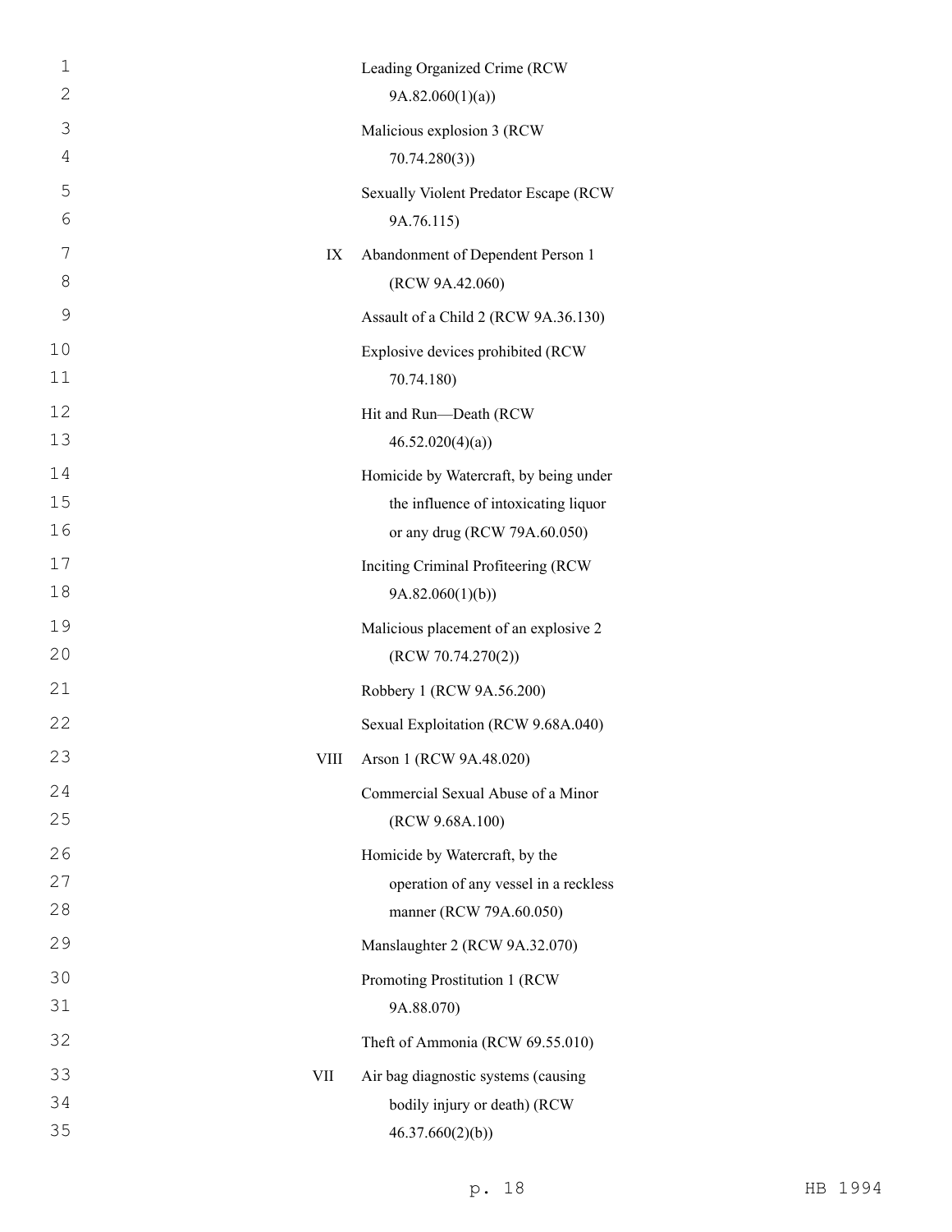| | |
|---|---|
| | Leading Organized Crime (RCW 9A.82.060(1)(a)) |
| | Malicious explosion 3 (RCW 70.74.280(3)) |
| | Sexually Violent Predator Escape (RCW 9A.76.115) |
| IX | Abandonment of Dependent Person 1 (RCW 9A.42.060) |
| | Assault of a Child 2 (RCW 9A.36.130) |
| | Explosive devices prohibited (RCW 70.74.180) |
| | Hit and Run—Death (RCW 46.52.020(4)(a)) |
| | Homicide by Watercraft, by being under the influence of intoxicating liquor or any drug (RCW 79A.60.050) |
| | Inciting Criminal Profiteering (RCW 9A.82.060(1)(b)) |
| | Malicious placement of an explosive 2 (RCW 70.74.270(2)) |
| | Robbery 1 (RCW 9A.56.200) |
| | Sexual Exploitation (RCW 9.68A.040) |
| VIII | Arson 1 (RCW 9A.48.020) |
| | Commercial Sexual Abuse of a Minor (RCW 9.68A.100) |
| | Homicide by Watercraft, by the operation of any vessel in a reckless manner (RCW 79A.60.050) |
| | Manslaughter 2 (RCW 9A.32.070) |
| | Promoting Prostitution 1 (RCW 9A.88.070) |
| | Theft of Ammonia (RCW 69.55.010) |
| VII | Air bag diagnostic systems (causing bodily injury or death) (RCW 46.37.660(2)(b)) |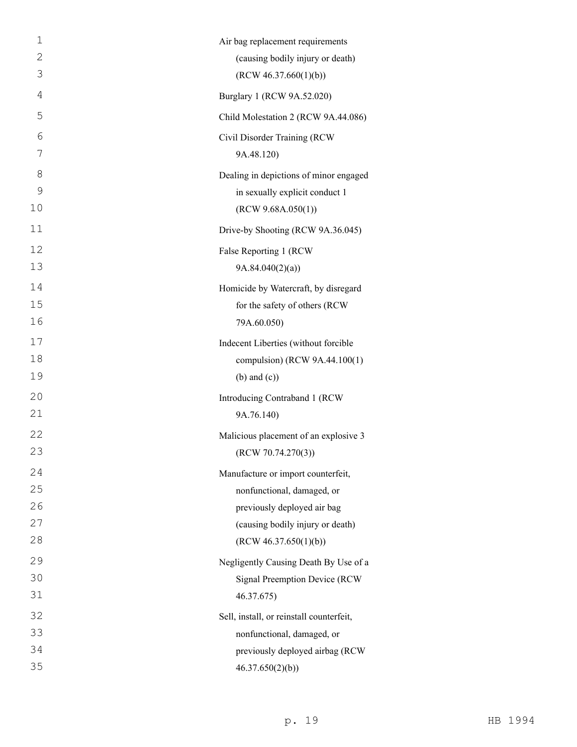Air bag replacement requirements (causing bodily injury or death) (RCW 46.37.660(1)(b))

Burglary 1 (RCW 9A.52.020)

Child Molestation 2 (RCW 9A.44.086)

Civil Disorder Training (RCW 9A.48.120)

Dealing in depictions of minor engaged in sexually explicit conduct 1 (RCW 9.68A.050(1))

Drive-by Shooting (RCW 9A.36.045)

False Reporting 1 (RCW 9A.84.040(2)(a))

Homicide by Watercraft, by disregard for the safety of others (RCW 79A.60.050)

Indecent Liberties (without forcible compulsion) (RCW 9A.44.100(1) (b) and (c))

Introducing Contraband 1 (RCW 9A.76.140)

Malicious placement of an explosive 3 (RCW 70.74.270(3))

Manufacture or import counterfeit, nonfunctional, damaged, or previously deployed air bag (causing bodily injury or death) (RCW 46.37.650(1)(b))

Negligently Causing Death By Use of a Signal Preemption Device (RCW 46.37.675)

Sell, install, or reinstall counterfeit, nonfunctional, damaged, or previously deployed airbag (RCW 46.37.650(2)(b))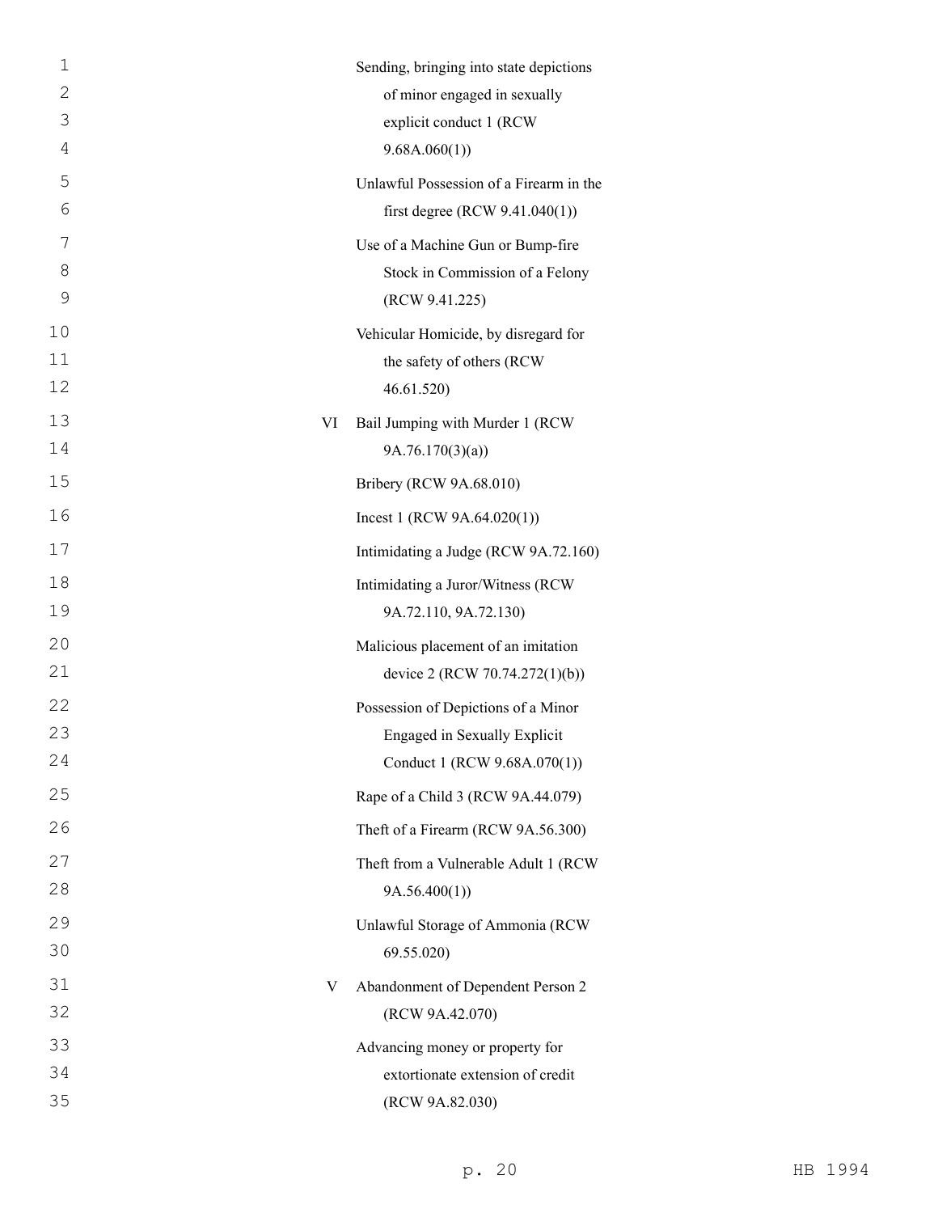| Level | Offense |
|---|---|
| | Sending, bringing into state depictions of minor engaged in sexually explicit conduct 1 (RCW 9.68A.060(1)) |
| | Unlawful Possession of a Firearm in the first degree (RCW 9.41.040(1)) |
| | Use of a Machine Gun or Bump-fire Stock in Commission of a Felony (RCW 9.41.225) |
| | Vehicular Homicide, by disregard for the safety of others (RCW 46.61.520) |
| VI | Bail Jumping with Murder 1 (RCW 9A.76.170(3)(a)) |
| | Bribery (RCW 9A.68.010) |
| | Incest 1 (RCW 9A.64.020(1)) |
| | Intimidating a Judge (RCW 9A.72.160) |
| | Intimidating a Juror/Witness (RCW 9A.72.110, 9A.72.130) |
| | Malicious placement of an imitation device 2 (RCW 70.74.272(1)(b)) |
| | Possession of Depictions of a Minor Engaged in Sexually Explicit Conduct 1 (RCW 9.68A.070(1)) |
| | Rape of a Child 3 (RCW 9A.44.079) |
| | Theft of a Firearm (RCW 9A.56.300) |
| | Theft from a Vulnerable Adult 1 (RCW 9A.56.400(1)) |
| | Unlawful Storage of Ammonia (RCW 69.55.020) |
| V | Abandonment of Dependent Person 2 (RCW 9A.42.070) |
| | Advancing money or property for extortionate extension of credit (RCW 9A.82.030) |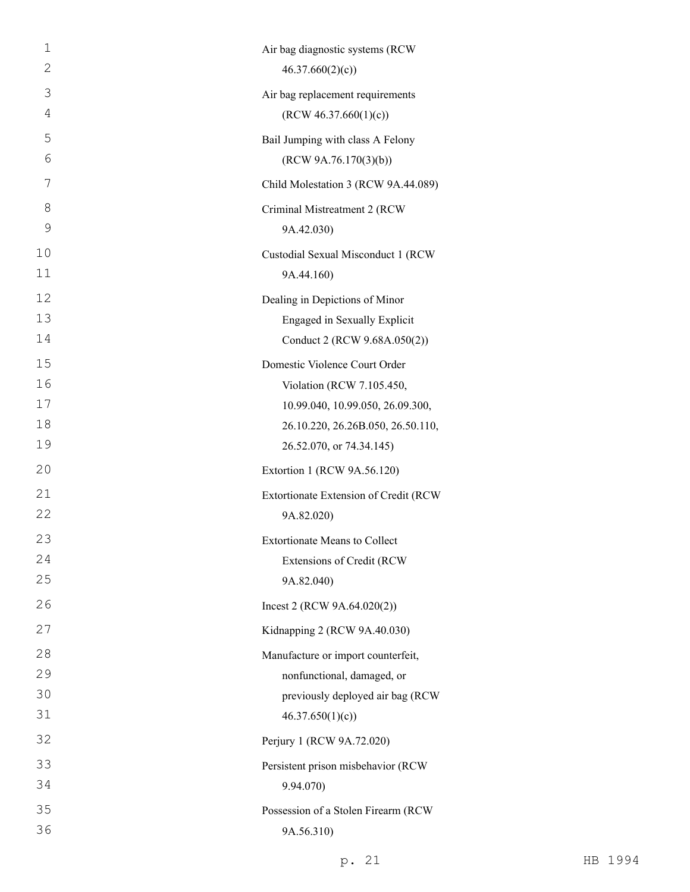Air bag diagnostic systems (RCW 46.37.660(2)(c))

Air bag replacement requirements (RCW 46.37.660(1)(c))

Bail Jumping with class A Felony (RCW 9A.76.170(3)(b))

Child Molestation 3 (RCW 9A.44.089)

Criminal Mistreatment 2 (RCW 9A.42.030)

Custodial Sexual Misconduct 1 (RCW 9A.44.160)

Dealing in Depictions of Minor Engaged in Sexually Explicit Conduct 2 (RCW 9.68A.050(2))

Domestic Violence Court Order Violation (RCW 7.105.450, 10.99.040, 10.99.050, 26.09.300, 26.10.220, 26.26B.050, 26.50.110, 26.52.070, or 74.34.145)

Extortion 1 (RCW 9A.56.120)

Extortionate Extension of Credit (RCW 9A.82.020)

Extortionate Means to Collect Extensions of Credit (RCW 9A.82.040)

Incest 2 (RCW 9A.64.020(2))

Kidnapping 2 (RCW 9A.40.030)

Manufacture or import counterfeit, nonfunctional, damaged, or previously deployed air bag (RCW 46.37.650(1)(c))

Perjury 1 (RCW 9A.72.020)

Persistent prison misbehavior (RCW 9.94.070)

Possession of a Stolen Firearm (RCW 9A.56.310)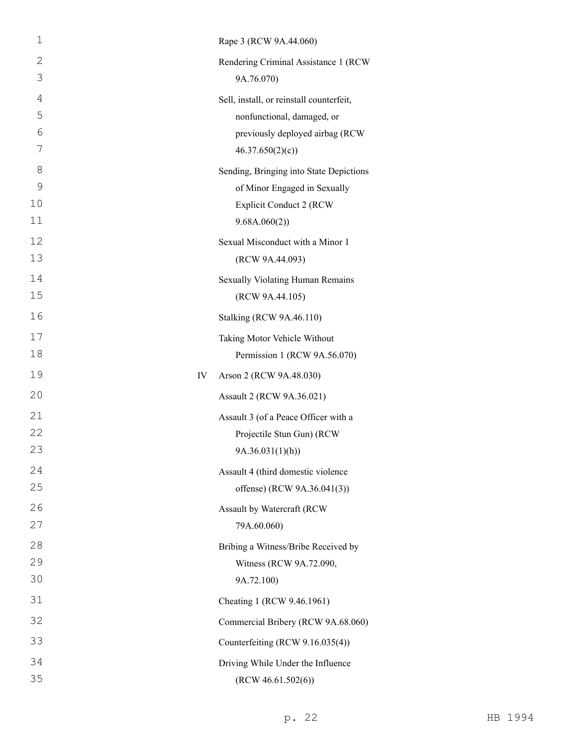| | |
|---|---|
| | Rape 3 (RCW 9A.44.060) |
| | Rendering Criminal Assistance 1 (RCW 9A.76.070) |
| | Sell, install, or reinstall counterfeit, nonfunctional, damaged, or previously deployed airbag (RCW 46.37.650(2)(c)) |
| | Sending, Bringing into State Depictions of Minor Engaged in Sexually Explicit Conduct 2 (RCW 9.68A.060(2)) |
| | Sexual Misconduct with a Minor 1 (RCW 9A.44.093) |
| | Sexually Violating Human Remains (RCW 9A.44.105) |
| | Stalking (RCW 9A.46.110) |
| | Taking Motor Vehicle Without Permission 1 (RCW 9A.56.070) |
| IV | Arson 2 (RCW 9A.48.030) |
| | Assault 2 (RCW 9A.36.021) |
| | Assault 3 (of a Peace Officer with a Projectile Stun Gun) (RCW 9A.36.031(1)(h)) |
| | Assault 4 (third domestic violence offense) (RCW 9A.36.041(3)) |
| | Assault by Watercraft (RCW 79A.60.060) |
| | Bribing a Witness/Bribe Received by Witness (RCW 9A.72.090, 9A.72.100) |
| | Cheating 1 (RCW 9.46.1961) |
| | Commercial Bribery (RCW 9A.68.060) |
| | Counterfeiting (RCW 9.16.035(4)) |
| | Driving While Under the Influence (RCW 46.61.502(6)) |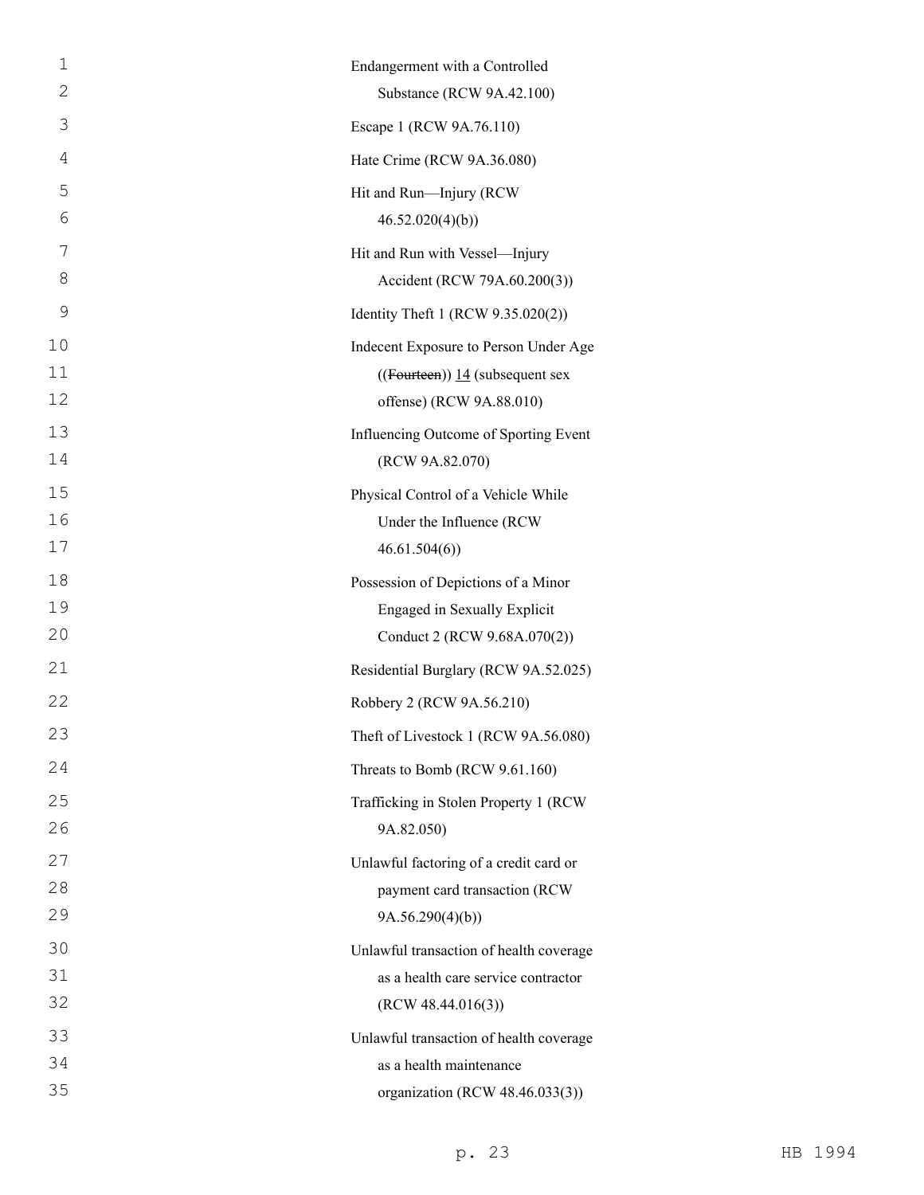Endangerment with a Controlled Substance (RCW 9A.42.100)

Escape 1 (RCW 9A.76.110)

Hate Crime (RCW 9A.36.080)

Hit and Run—Injury (RCW 46.52.020(4)(b))

Hit and Run with Vessel—Injury Accident (RCW 79A.60.200(3))

Identity Theft 1 (RCW 9.35.020(2))

Indecent Exposure to Person Under Age ((~~Fourteen~~)) 14 (subsequent sex offense) (RCW 9A.88.010)

Influencing Outcome of Sporting Event (RCW 9A.82.070)

Physical Control of a Vehicle While Under the Influence (RCW 46.61.504(6))

Possession of Depictions of a Minor Engaged in Sexually Explicit Conduct 2 (RCW 9.68A.070(2))

Residential Burglary (RCW 9A.52.025)

Robbery 2 (RCW 9A.56.210)

Theft of Livestock 1 (RCW 9A.56.080)

Threats to Bomb (RCW 9.61.160)

Trafficking in Stolen Property 1 (RCW 9A.82.050)

Unlawful factoring of a credit card or payment card transaction (RCW 9A.56.290(4)(b))

Unlawful transaction of health coverage as a health care service contractor (RCW 48.44.016(3))

Unlawful transaction of health coverage as a health maintenance organization (RCW 48.46.033(3))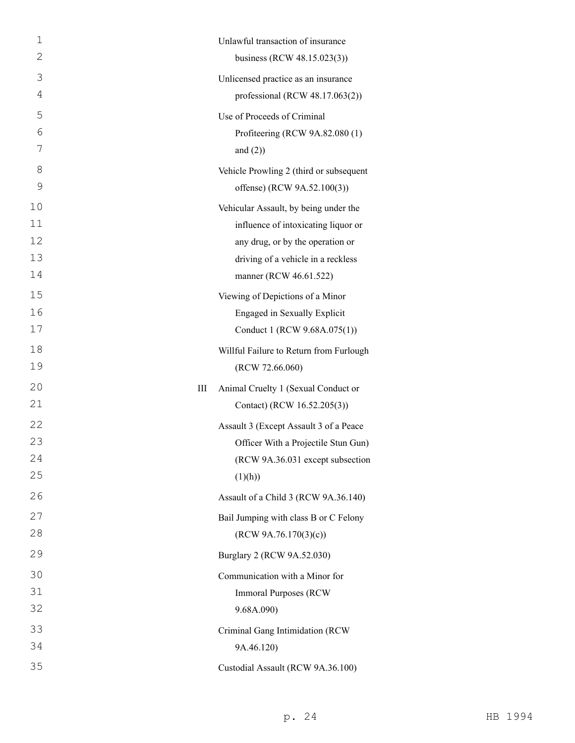Unlawful transaction of insurance business (RCW 48.15.023(3))

Unlicensed practice as an insurance professional (RCW 48.17.063(2))

Use of Proceeds of Criminal Profiteering (RCW 9A.82.080 (1) and (2))

Vehicle Prowling 2 (third or subsequent offense) (RCW 9A.52.100(3))

Vehicular Assault, by being under the influence of intoxicating liquor or any drug, or by the operation or driving of a vehicle in a reckless manner (RCW 46.61.522)

Viewing of Depictions of a Minor Engaged in Sexually Explicit Conduct 1 (RCW 9.68A.075(1))

Willful Failure to Return from Furlough (RCW 72.66.060)

III Animal Cruelty 1 (Sexual Conduct or Contact) (RCW 16.52.205(3))

Assault 3 (Except Assault 3 of a Peace Officer With a Projectile Stun Gun) (RCW 9A.36.031 except subsection (1)(h))

Assault of a Child 3 (RCW 9A.36.140)

Bail Jumping with class B or C Felony (RCW 9A.76.170(3)(c))

Burglary 2 (RCW 9A.52.030)

Communication with a Minor for Immoral Purposes (RCW 9.68A.090)

Criminal Gang Intimidation (RCW 9A.46.120)

Custodial Assault (RCW 9A.36.100)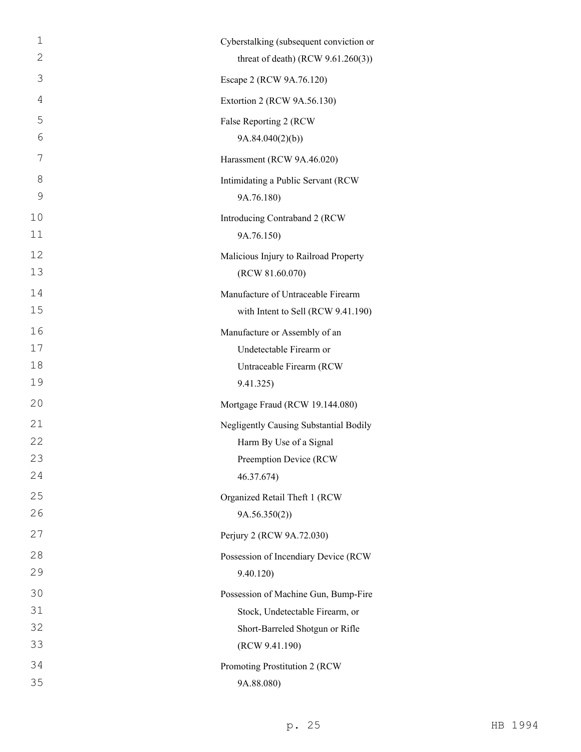Cyberstalking (subsequent conviction or threat of death) (RCW 9.61.260(3))

Escape 2 (RCW 9A.76.120)

Extortion 2 (RCW 9A.56.130)

False Reporting 2 (RCW 9A.84.040(2)(b))

Harassment (RCW 9A.46.020)

Intimidating a Public Servant (RCW 9A.76.180)

Introducing Contraband 2 (RCW 9A.76.150)

Malicious Injury to Railroad Property (RCW 81.60.070)

Manufacture of Untraceable Firearm with Intent to Sell (RCW 9.41.190)

Manufacture or Assembly of an Undetectable Firearm or Untraceable Firearm (RCW 9.41.325)

Mortgage Fraud (RCW 19.144.080)

Negligently Causing Substantial Bodily Harm By Use of a Signal Preemption Device (RCW 46.37.674)

Organized Retail Theft 1 (RCW 9A.56.350(2))

Perjury 2 (RCW 9A.72.030)

Possession of Incendiary Device (RCW 9.40.120)

Possession of Machine Gun, Bump-Fire Stock, Undetectable Firearm, or Short-Barreled Shotgun or Rifle (RCW 9.41.190)

Promoting Prostitution 2 (RCW 9A.88.080)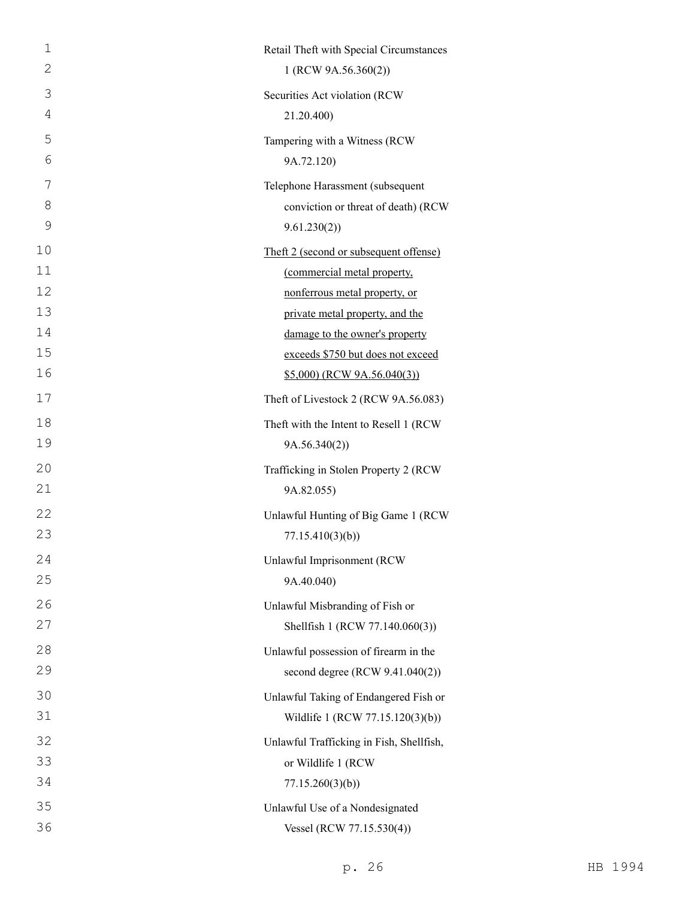Retail Theft with Special Circumstances 1 (RCW 9A.56.360(2))

Securities Act violation (RCW 21.20.400)

Tampering with a Witness (RCW 9A.72.120)

Telephone Harassment (subsequent conviction or threat of death) (RCW 9.61.230(2))

<u>Theft 2 (second or subsequent offense) (commercial metal property, nonferrous metal property, or private metal property, and the damage to the owner's property exceeds $750 but does not exceed $5,000) (RCW 9A.56.040(3))</u>

Theft of Livestock 2 (RCW 9A.56.083)

Theft with the Intent to Resell 1 (RCW 9A.56.340(2))

Trafficking in Stolen Property 2 (RCW 9A.82.055)

Unlawful Hunting of Big Game 1 (RCW 77.15.410(3)(b))

Unlawful Imprisonment (RCW 9A.40.040)

Unlawful Misbranding of Fish or Shellfish 1 (RCW 77.140.060(3))

Unlawful possession of firearm in the second degree (RCW 9.41.040(2))

Unlawful Taking of Endangered Fish or Wildlife 1 (RCW 77.15.120(3)(b))

Unlawful Trafficking in Fish, Shellfish, or Wildlife 1 (RCW 77.15.260(3)(b))

Unlawful Use of a Nondesignated Vessel (RCW 77.15.530(4))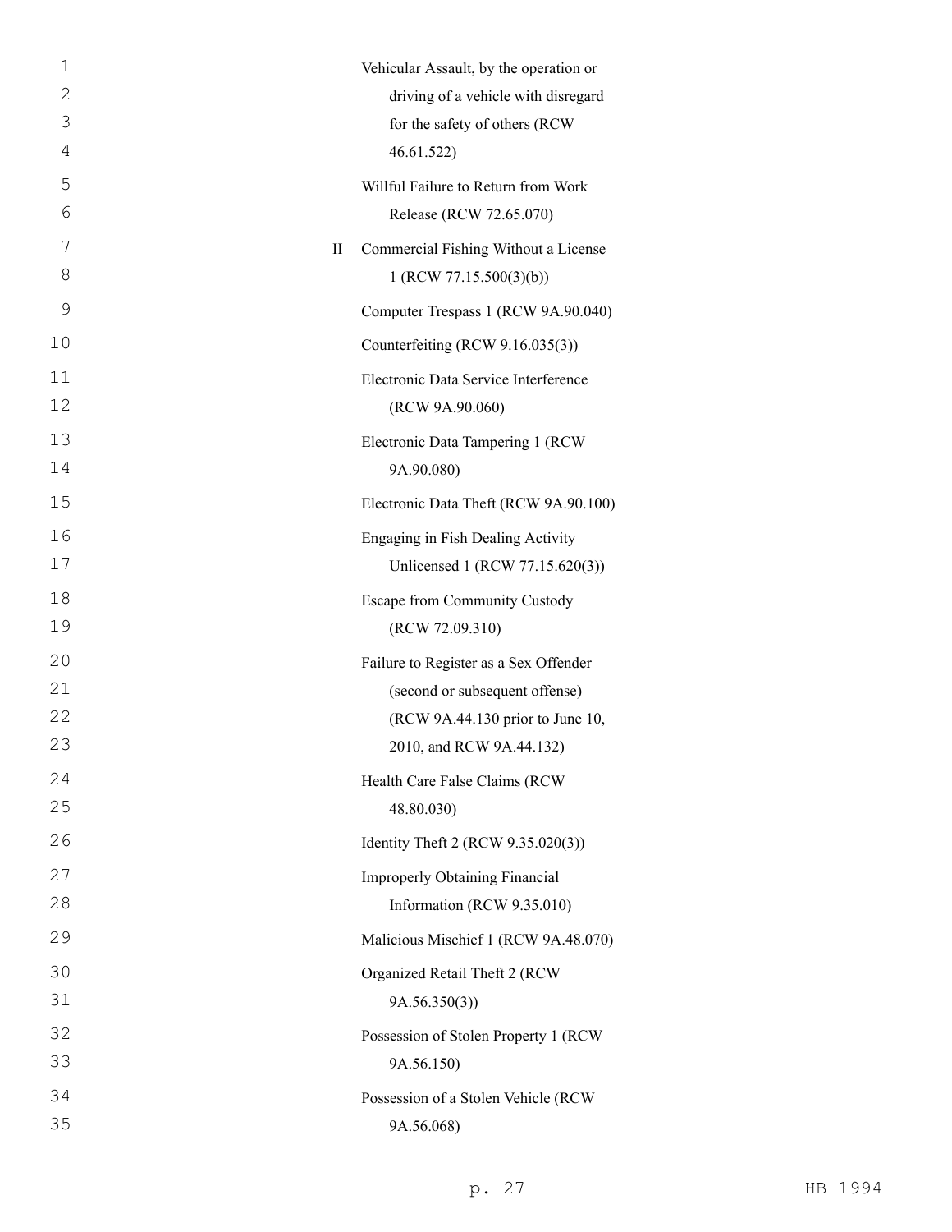| | |
|---|---|
| | Vehicular Assault, by the operation or driving of a vehicle with disregard for the safety of others (RCW 46.61.522) |
| | Willful Failure to Return from Work Release (RCW 72.65.070) |
| II | Commercial Fishing Without a License 1 (RCW 77.15.500(3)(b)) |
| | Computer Trespass 1 (RCW 9A.90.040) |
| | Counterfeiting (RCW 9.16.035(3)) |
| | Electronic Data Service Interference (RCW 9A.90.060) |
| | Electronic Data Tampering 1 (RCW 9A.90.080) |
| | Electronic Data Theft (RCW 9A.90.100) |
| | Engaging in Fish Dealing Activity Unlicensed 1 (RCW 77.15.620(3)) |
| | Escape from Community Custody (RCW 72.09.310) |
| | Failure to Register as a Sex Offender (second or subsequent offense) (RCW 9A.44.130 prior to June 10, 2010, and RCW 9A.44.132) |
| | Health Care False Claims (RCW 48.80.030) |
| | Identity Theft 2 (RCW 9.35.020(3)) |
| | Improperly Obtaining Financial Information (RCW 9.35.010) |
| | Malicious Mischief 1 (RCW 9A.48.070) |
| | Organized Retail Theft 2 (RCW 9A.56.350(3)) |
| | Possession of Stolen Property 1 (RCW 9A.56.150) |
| | Possession of a Stolen Vehicle (RCW 9A.56.068) |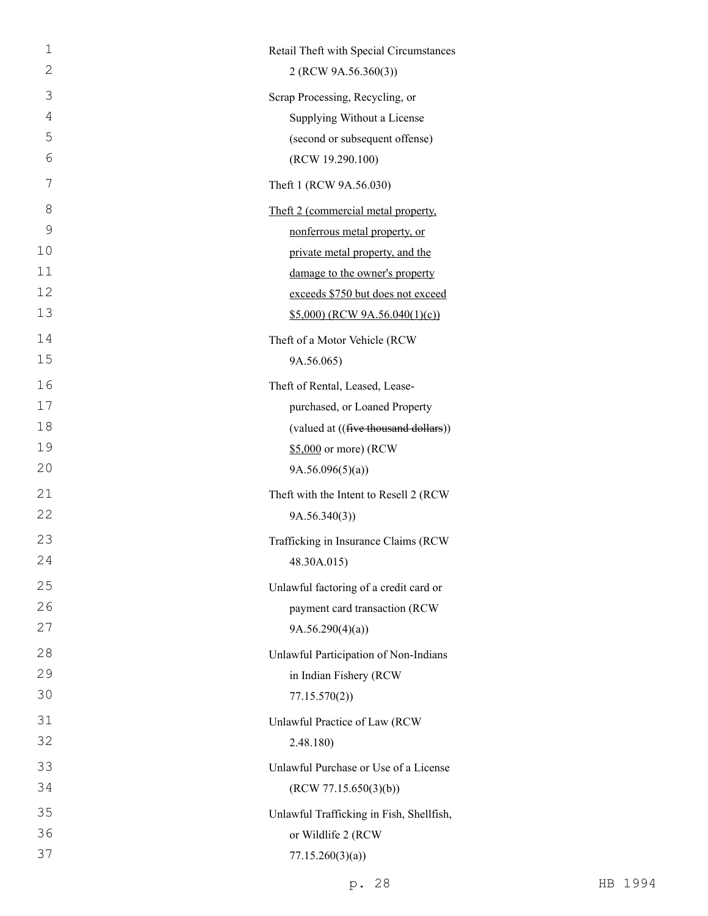Retail Theft with Special Circumstances 2 (RCW 9A.56.360(3))

Scrap Processing, Recycling, or Supplying Without a License (second or subsequent offense) (RCW 19.290.100)

Theft 1 (RCW 9A.56.030)

<u>Theft 2 (commercial metal property, nonferrous metal property, or private metal property, and the damage to the owner's property exceeds $750 but does not exceed $5,000) (RCW 9A.56.040(1)(c))</u>

Theft of a Motor Vehicle (RCW 9A.56.065)

Theft of Rental, Leased, Lease-purchased, or Loaned Property (valued at ((~~five thousand dollars~~)) <u>$5,000</u> or more) (RCW 9A.56.096(5)(a))

Theft with the Intent to Resell 2 (RCW 9A.56.340(3))

Trafficking in Insurance Claims (RCW 48.30A.015)

Unlawful factoring of a credit card or payment card transaction (RCW 9A.56.290(4)(a))

Unlawful Participation of Non-Indians in Indian Fishery (RCW 77.15.570(2))

Unlawful Practice of Law (RCW 2.48.180)

Unlawful Purchase or Use of a License (RCW 77.15.650(3)(b))

Unlawful Trafficking in Fish, Shellfish, or Wildlife 2 (RCW 77.15.260(3)(a))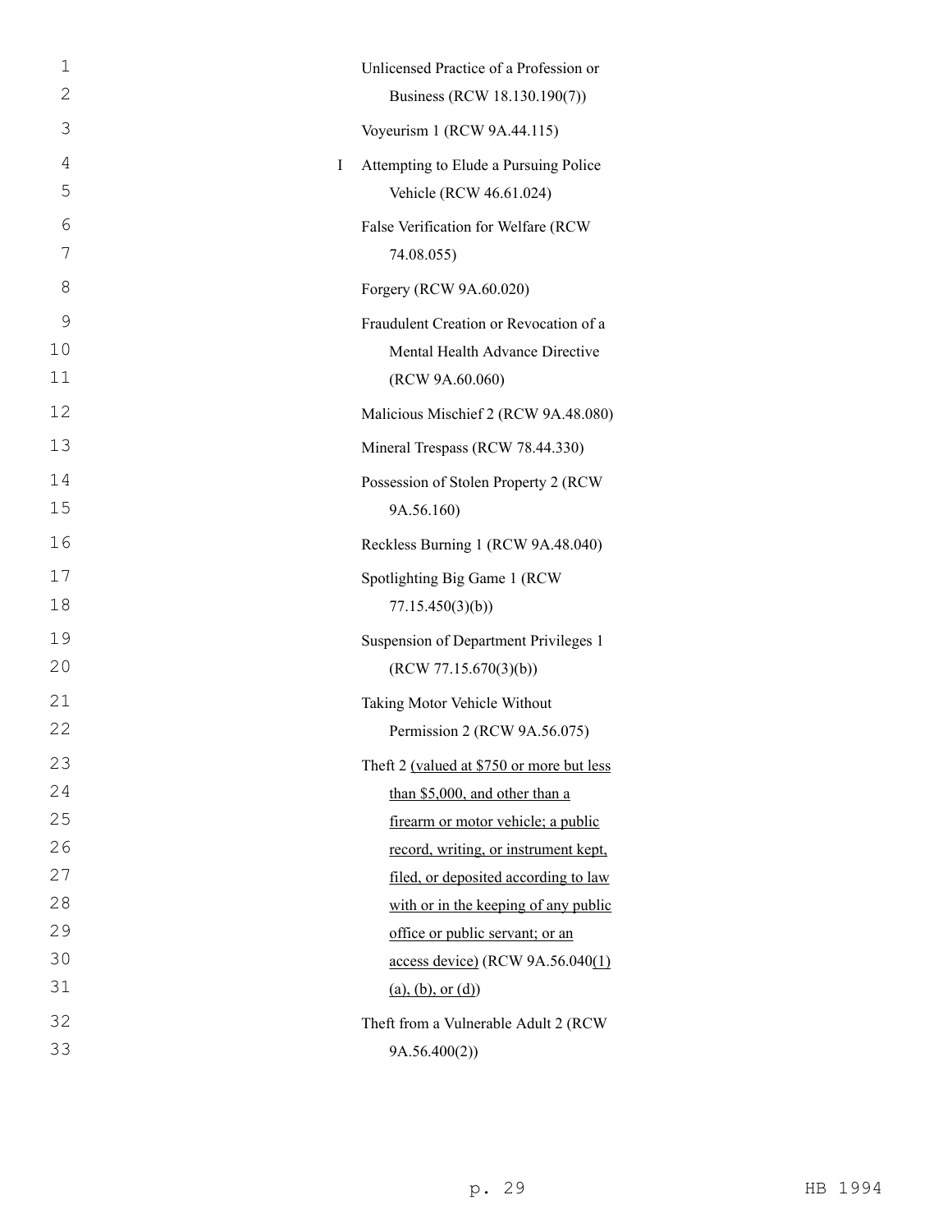| | |
|---|---|
| | Unlicensed Practice of a Profession or Business (RCW 18.130.190(7)) |
| | Voyeurism 1 (RCW 9A.44.115) |
| I | Attempting to Elude a Pursuing Police Vehicle (RCW 46.61.024) |
| | False Verification for Welfare (RCW 74.08.055) |
| | Forgery (RCW 9A.60.020) |
| | Fraudulent Creation or Revocation of a Mental Health Advance Directive (RCW 9A.60.060) |
| | Malicious Mischief 2 (RCW 9A.48.080) |
| | Mineral Trespass (RCW 78.44.330) |
| | Possession of Stolen Property 2 (RCW 9A.56.160) |
| | Reckless Burning 1 (RCW 9A.48.040) |
| | Spotlighting Big Game 1 (RCW 77.15.450(3)(b)) |
| | Suspension of Department Privileges 1 (RCW 77.15.670(3)(b)) |
| | Taking Motor Vehicle Without Permission 2 (RCW 9A.56.075) |
| | Theft 2 <u>(valued at $750 or more but less than $5,000, and other than a firearm or motor vehicle; a public record, writing, or instrument kept, filed, or deposited according to law with or in the keeping of any public office or public servant; or an access device)</u> (RCW 9A.56.040<u>(1)(a), (b), or (d)</u>) |
| | Theft from a Vulnerable Adult 2 (RCW 9A.56.400(2)) |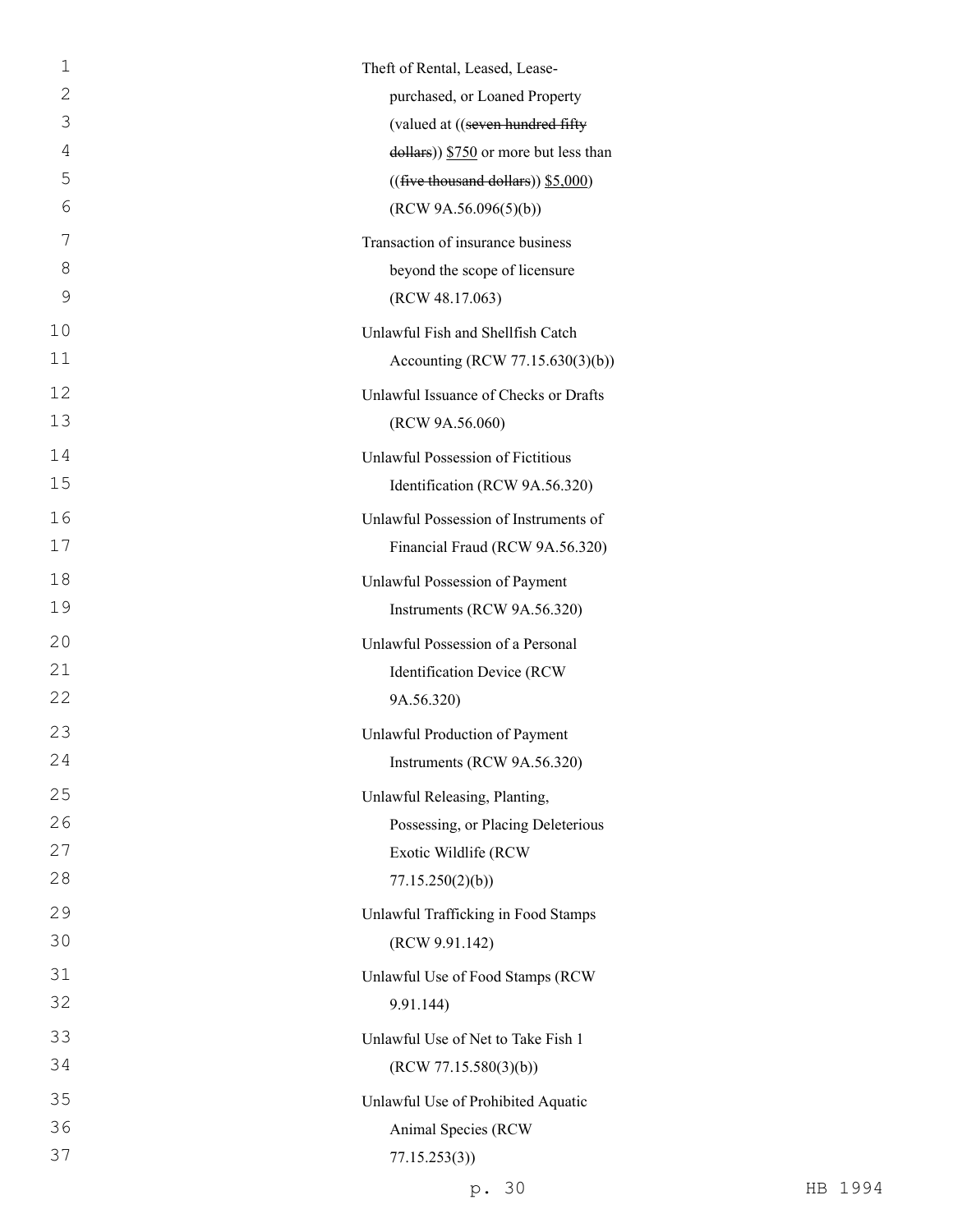Theft of Rental, Leased, Lease-purchased, or Loaned Property (valued at ((~~seven hundred fifty dollars~~)) $750 or more but less than ((~~five thousand dollars~~)) $5,000) (RCW 9A.56.096(5)(b))

Transaction of insurance business beyond the scope of licensure (RCW 48.17.063)

Unlawful Fish and Shellfish Catch Accounting (RCW 77.15.630(3)(b))

Unlawful Issuance of Checks or Drafts (RCW 9A.56.060)

Unlawful Possession of Fictitious Identification (RCW 9A.56.320)

Unlawful Possession of Instruments of Financial Fraud (RCW 9A.56.320)

Unlawful Possession of Payment Instruments (RCW 9A.56.320)

Unlawful Possession of a Personal Identification Device (RCW 9A.56.320)

Unlawful Production of Payment Instruments (RCW 9A.56.320)

Unlawful Releasing, Planting, Possessing, or Placing Deleterious Exotic Wildlife (RCW 77.15.250(2)(b))

Unlawful Trafficking in Food Stamps (RCW 9.91.142)

Unlawful Use of Food Stamps (RCW 9.91.144)

Unlawful Use of Net to Take Fish 1 (RCW 77.15.580(3)(b))

Unlawful Use of Prohibited Aquatic Animal Species (RCW 77.15.253(3))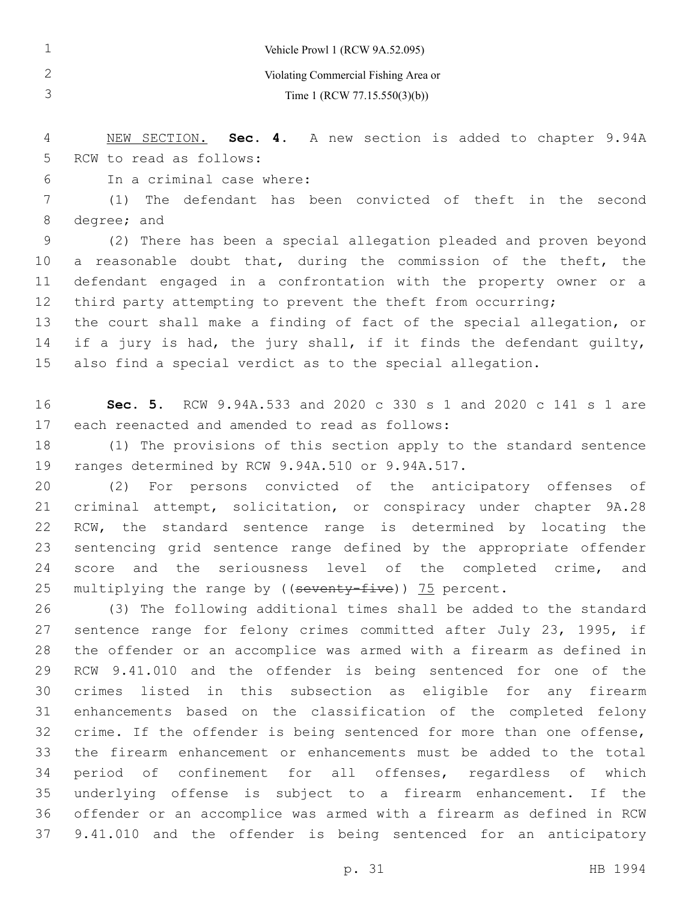Vehicle Prowl 1 (RCW 9A.52.095)

Violating Commercial Fishing Area or Time 1 (RCW 77.15.550(3)(b))

NEW SECTION. **Sec. 4.** A new section is added to chapter 9.94A RCW to read as follows:

In a criminal case where:

(1) The defendant has been convicted of theft in the second degree; and

(2) There has been a special allegation pleaded and proven beyond a reasonable doubt that, during the commission of the theft, the defendant engaged in a confrontation with the property owner or a third party attempting to prevent the theft from occurring;

the court shall make a finding of fact of the special allegation, or if a jury is had, the jury shall, if it finds the defendant guilty, also find a special verdict as to the special allegation.

**Sec. 5.** RCW 9.94A.533 and 2020 c 330 s 1 and 2020 c 141 s 1 are each reenacted and amended to read as follows:

(1) The provisions of this section apply to the standard sentence ranges determined by RCW 9.94A.510 or 9.94A.517.

(2) For persons convicted of the anticipatory offenses of criminal attempt, solicitation, or conspiracy under chapter 9A.28 RCW, the standard sentence range is determined by locating the sentencing grid sentence range defined by the appropriate offender score and the seriousness level of the completed crime, and multiplying the range by ((~~seventy-five~~)) <u>75</u> percent.

(3) The following additional times shall be added to the standard sentence range for felony crimes committed after July 23, 1995, if the offender or an accomplice was armed with a firearm as defined in RCW 9.41.010 and the offender is being sentenced for one of the crimes listed in this subsection as eligible for any firearm enhancements based on the classification of the completed felony crime. If the offender is being sentenced for more than one offense, the firearm enhancement or enhancements must be added to the total period of confinement for all offenses, regardless of which underlying offense is subject to a firearm enhancement. If the offender or an accomplice was armed with a firearm as defined in RCW 9.41.010 and the offender is being sentenced for an anticipatory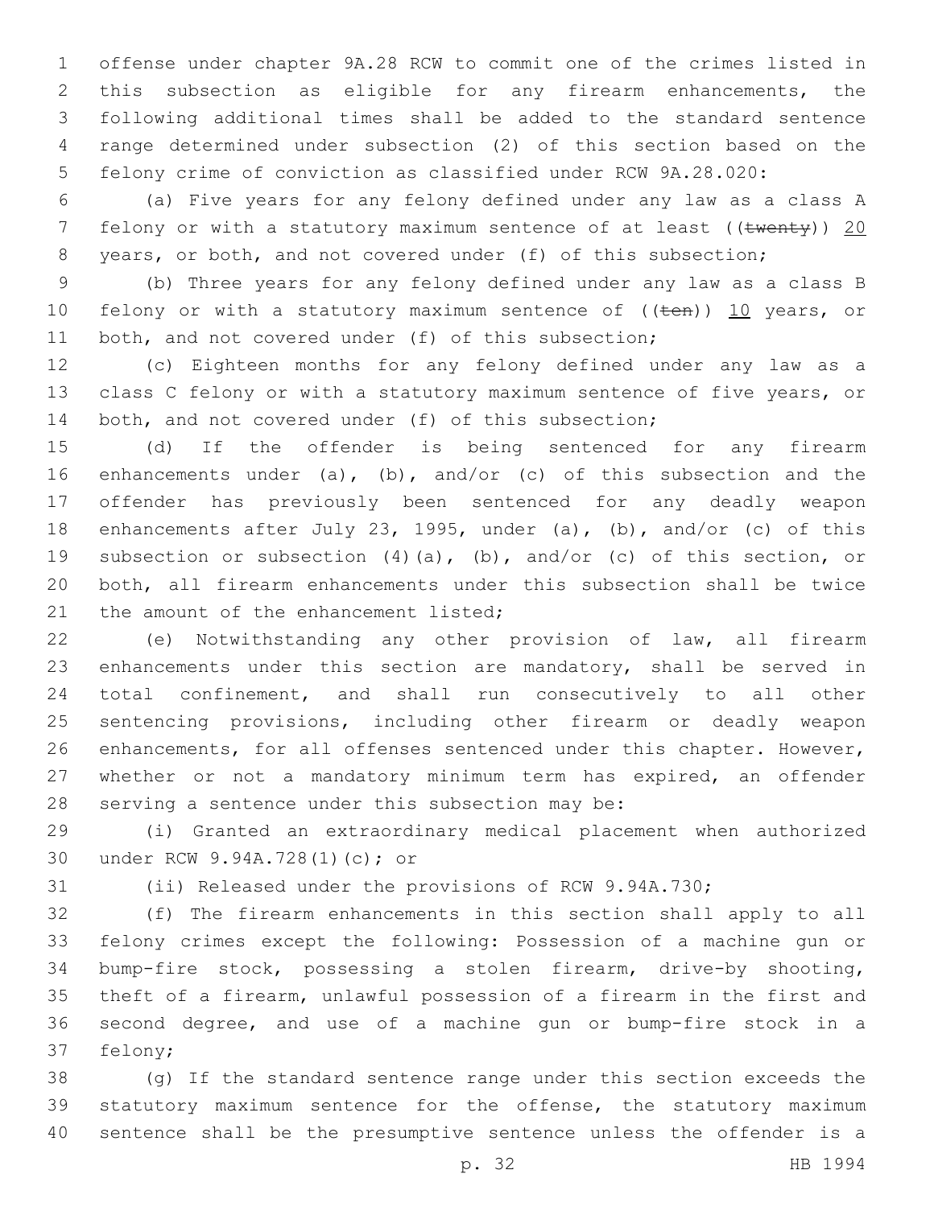offense under chapter 9A.28 RCW to commit one of the crimes listed in this subsection as eligible for any firearm enhancements, the following additional times shall be added to the standard sentence range determined under subsection (2) of this section based on the felony crime of conviction as classified under RCW 9A.28.020:

(a) Five years for any felony defined under any law as a class A felony or with a statutory maximum sentence of at least ((~~twenty~~)) <u>20</u> years, or both, and not covered under (f) of this subsection;

(b) Three years for any felony defined under any law as a class B felony or with a statutory maximum sentence of ((~~ten~~)) <u>10</u> years, or both, and not covered under (f) of this subsection;

(c) Eighteen months for any felony defined under any law as a class C felony or with a statutory maximum sentence of five years, or both, and not covered under (f) of this subsection;

(d) If the offender is being sentenced for any firearm enhancements under (a), (b), and/or (c) of this subsection and the offender has previously been sentenced for any deadly weapon enhancements after July 23, 1995, under (a), (b), and/or (c) of this subsection or subsection (4)(a), (b), and/or (c) of this section, or both, all firearm enhancements under this subsection shall be twice the amount of the enhancement listed;

(e) Notwithstanding any other provision of law, all firearm enhancements under this section are mandatory, shall be served in total confinement, and shall run consecutively to all other sentencing provisions, including other firearm or deadly weapon enhancements, for all offenses sentenced under this chapter. However, whether or not a mandatory minimum term has expired, an offender serving a sentence under this subsection may be:

(i) Granted an extraordinary medical placement when authorized under RCW 9.94A.728(1)(c); or

(ii) Released under the provisions of RCW 9.94A.730;

(f) The firearm enhancements in this section shall apply to all felony crimes except the following: Possession of a machine gun or bump-fire stock, possessing a stolen firearm, drive-by shooting, theft of a firearm, unlawful possession of a firearm in the first and second degree, and use of a machine gun or bump-fire stock in a felony;

(g) If the standard sentence range under this section exceeds the statutory maximum sentence for the offense, the statutory maximum sentence shall be the presumptive sentence unless the offender is a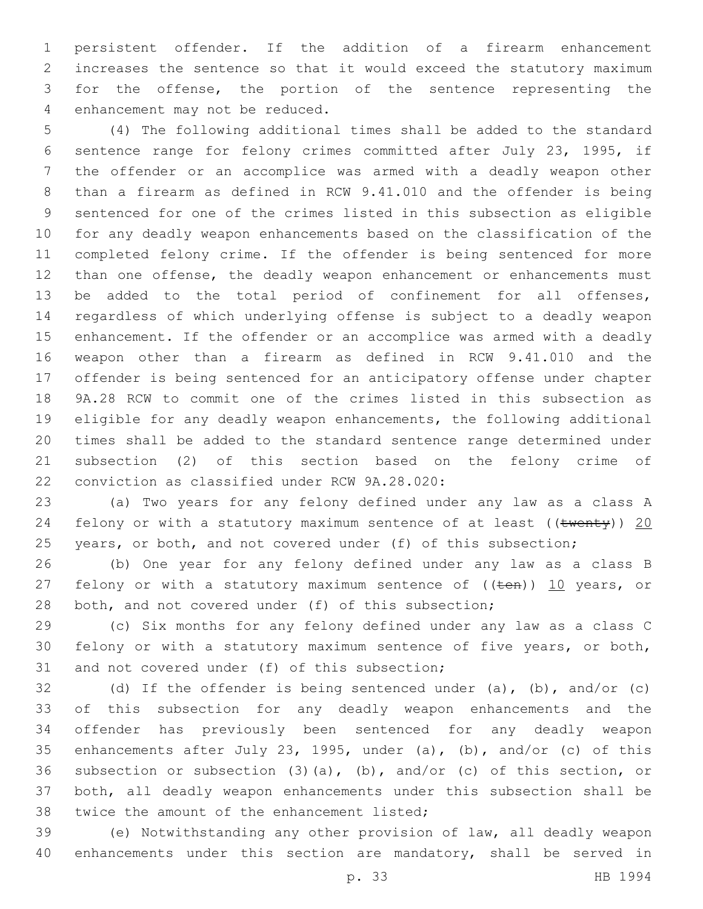persistent offender. If the addition of a firearm enhancement increases the sentence so that it would exceed the statutory maximum for the offense, the portion of the sentence representing the enhancement may not be reduced.

(4) The following additional times shall be added to the standard sentence range for felony crimes committed after July 23, 1995, if the offender or an accomplice was armed with a deadly weapon other than a firearm as defined in RCW 9.41.010 and the offender is being sentenced for one of the crimes listed in this subsection as eligible for any deadly weapon enhancements based on the classification of the completed felony crime. If the offender is being sentenced for more than one offense, the deadly weapon enhancement or enhancements must be added to the total period of confinement for all offenses, regardless of which underlying offense is subject to a deadly weapon enhancement. If the offender or an accomplice was armed with a deadly weapon other than a firearm as defined in RCW 9.41.010 and the offender is being sentenced for an anticipatory offense under chapter 9A.28 RCW to commit one of the crimes listed in this subsection as eligible for any deadly weapon enhancements, the following additional times shall be added to the standard sentence range determined under subsection (2) of this section based on the felony crime of conviction as classified under RCW 9A.28.020:

(a) Two years for any felony defined under any law as a class A felony or with a statutory maximum sentence of at least ((~~twenty~~)) 20 years, or both, and not covered under (f) of this subsection;

(b) One year for any felony defined under any law as a class B felony or with a statutory maximum sentence of ((~~ten~~)) 10 years, or both, and not covered under (f) of this subsection;

(c) Six months for any felony defined under any law as a class C felony or with a statutory maximum sentence of five years, or both, and not covered under (f) of this subsection;

(d) If the offender is being sentenced under (a), (b), and/or (c) of this subsection for any deadly weapon enhancements and the offender has previously been sentenced for any deadly weapon enhancements after July 23, 1995, under (a), (b), and/or (c) of this subsection or subsection (3)(a), (b), and/or (c) of this section, or both, all deadly weapon enhancements under this subsection shall be twice the amount of the enhancement listed;

(e) Notwithstanding any other provision of law, all deadly weapon enhancements under this section are mandatory, shall be served in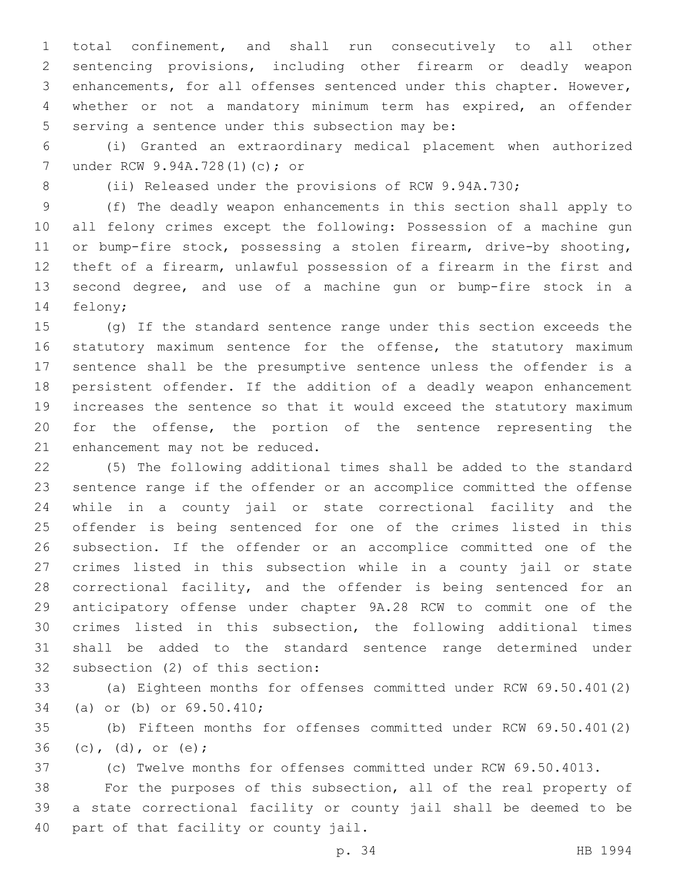total confinement, and shall run consecutively to all other sentencing provisions, including other firearm or deadly weapon enhancements, for all offenses sentenced under this chapter. However, whether or not a mandatory minimum term has expired, an offender serving a sentence under this subsection may be:

(i) Granted an extraordinary medical placement when authorized under RCW 9.94A.728(1)(c); or

(ii) Released under the provisions of RCW 9.94A.730;

(f) The deadly weapon enhancements in this section shall apply to all felony crimes except the following: Possession of a machine gun or bump-fire stock, possessing a stolen firearm, drive-by shooting, theft of a firearm, unlawful possession of a firearm in the first and second degree, and use of a machine gun or bump-fire stock in a felony;

(g) If the standard sentence range under this section exceeds the statutory maximum sentence for the offense, the statutory maximum sentence shall be the presumptive sentence unless the offender is a persistent offender. If the addition of a deadly weapon enhancement increases the sentence so that it would exceed the statutory maximum for the offense, the portion of the sentence representing the enhancement may not be reduced.

(5) The following additional times shall be added to the standard sentence range if the offender or an accomplice committed the offense while in a county jail or state correctional facility and the offender is being sentenced for one of the crimes listed in this subsection. If the offender or an accomplice committed one of the crimes listed in this subsection while in a county jail or state correctional facility, and the offender is being sentenced for an anticipatory offense under chapter 9A.28 RCW to commit one of the crimes listed in this subsection, the following additional times shall be added to the standard sentence range determined under subsection (2) of this section:

(a) Eighteen months for offenses committed under RCW 69.50.401(2) (a) or (b) or 69.50.410;

(b) Fifteen months for offenses committed under RCW 69.50.401(2) (c), (d), or (e);

(c) Twelve months for offenses committed under RCW 69.50.4013.

For the purposes of this subsection, all of the real property of a state correctional facility or county jail shall be deemed to be part of that facility or county jail.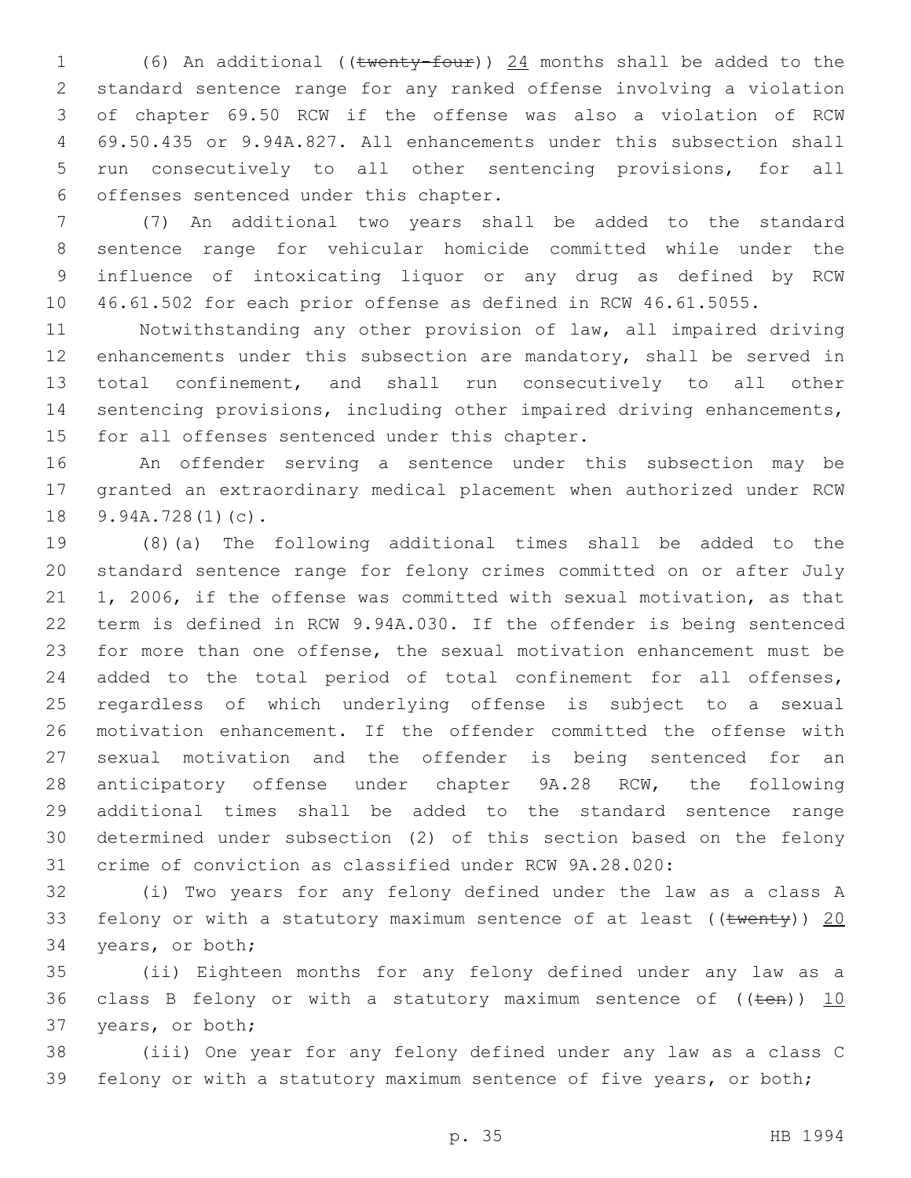(6) An additional ((~~twenty-four~~)) 24 months shall be added to the standard sentence range for any ranked offense involving a violation of chapter 69.50 RCW if the offense was also a violation of RCW 69.50.435 or 9.94A.827. All enhancements under this subsection shall run consecutively to all other sentencing provisions, for all offenses sentenced under this chapter.

(7) An additional two years shall be added to the standard sentence range for vehicular homicide committed while under the influence of intoxicating liquor or any drug as defined by RCW 46.61.502 for each prior offense as defined in RCW 46.61.5055.

Notwithstanding any other provision of law, all impaired driving enhancements under this subsection are mandatory, shall be served in total confinement, and shall run consecutively to all other sentencing provisions, including other impaired driving enhancements, for all offenses sentenced under this chapter.

An offender serving a sentence under this subsection may be granted an extraordinary medical placement when authorized under RCW 9.94A.728(1)(c).

(8)(a) The following additional times shall be added to the standard sentence range for felony crimes committed on or after July 1, 2006, if the offense was committed with sexual motivation, as that term is defined in RCW 9.94A.030. If the offender is being sentenced for more than one offense, the sexual motivation enhancement must be added to the total period of total confinement for all offenses, regardless of which underlying offense is subject to a sexual motivation enhancement. If the offender committed the offense with sexual motivation and the offender is being sentenced for an anticipatory offense under chapter 9A.28 RCW, the following additional times shall be added to the standard sentence range determined under subsection (2) of this section based on the felony crime of conviction as classified under RCW 9A.28.020:

(i) Two years for any felony defined under the law as a class A felony or with a statutory maximum sentence of at least ((~~twenty~~)) 20 years, or both;

(ii) Eighteen months for any felony defined under any law as a class B felony or with a statutory maximum sentence of ((~~ten~~)) 10 years, or both;

(iii) One year for any felony defined under any law as a class C felony or with a statutory maximum sentence of five years, or both;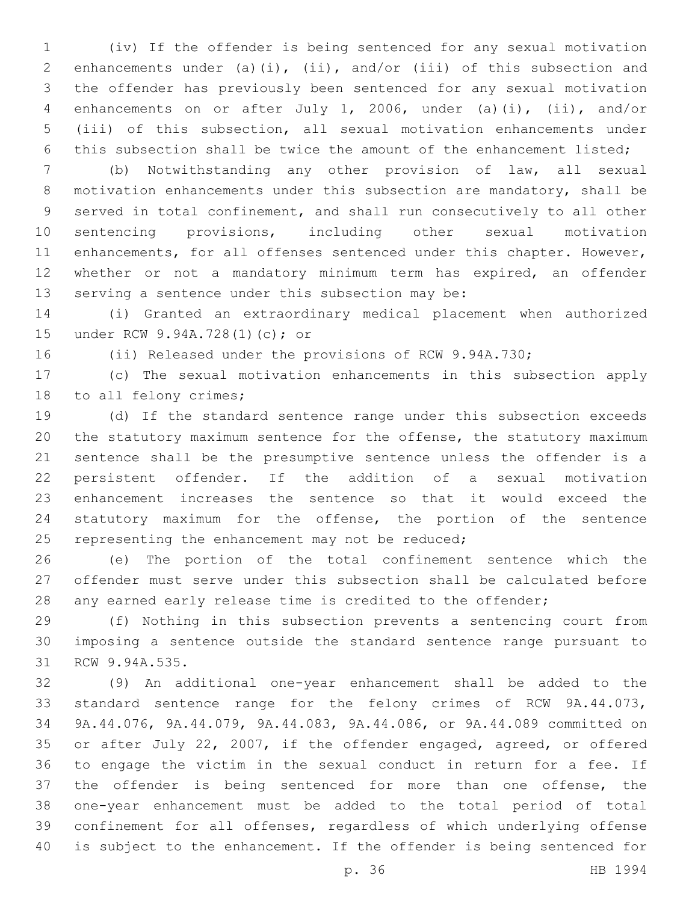(iv) If the offender is being sentenced for any sexual motivation enhancements under (a)(i), (ii), and/or (iii) of this subsection and the offender has previously been sentenced for any sexual motivation enhancements on or after July 1, 2006, under (a)(i), (ii), and/or (iii) of this subsection, all sexual motivation enhancements under this subsection shall be twice the amount of the enhancement listed;

(b) Notwithstanding any other provision of law, all sexual motivation enhancements under this subsection are mandatory, shall be served in total confinement, and shall run consecutively to all other sentencing provisions, including other sexual motivation enhancements, for all offenses sentenced under this chapter. However, whether or not a mandatory minimum term has expired, an offender serving a sentence under this subsection may be:

(i) Granted an extraordinary medical placement when authorized under RCW 9.94A.728(1)(c); or

(ii) Released under the provisions of RCW 9.94A.730;

(c) The sexual motivation enhancements in this subsection apply to all felony crimes;

(d) If the standard sentence range under this subsection exceeds the statutory maximum sentence for the offense, the statutory maximum sentence shall be the presumptive sentence unless the offender is a persistent offender. If the addition of a sexual motivation enhancement increases the sentence so that it would exceed the statutory maximum for the offense, the portion of the sentence representing the enhancement may not be reduced;

(e) The portion of the total confinement sentence which the offender must serve under this subsection shall be calculated before any earned early release time is credited to the offender;

(f) Nothing in this subsection prevents a sentencing court from imposing a sentence outside the standard sentence range pursuant to RCW 9.94A.535.

(9) An additional one-year enhancement shall be added to the standard sentence range for the felony crimes of RCW 9A.44.073, 9A.44.076, 9A.44.079, 9A.44.083, 9A.44.086, or 9A.44.089 committed on or after July 22, 2007, if the offender engaged, agreed, or offered to engage the victim in the sexual conduct in return for a fee. If the offender is being sentenced for more than one offense, the one-year enhancement must be added to the total period of total confinement for all offenses, regardless of which underlying offense is subject to the enhancement. If the offender is being sentenced for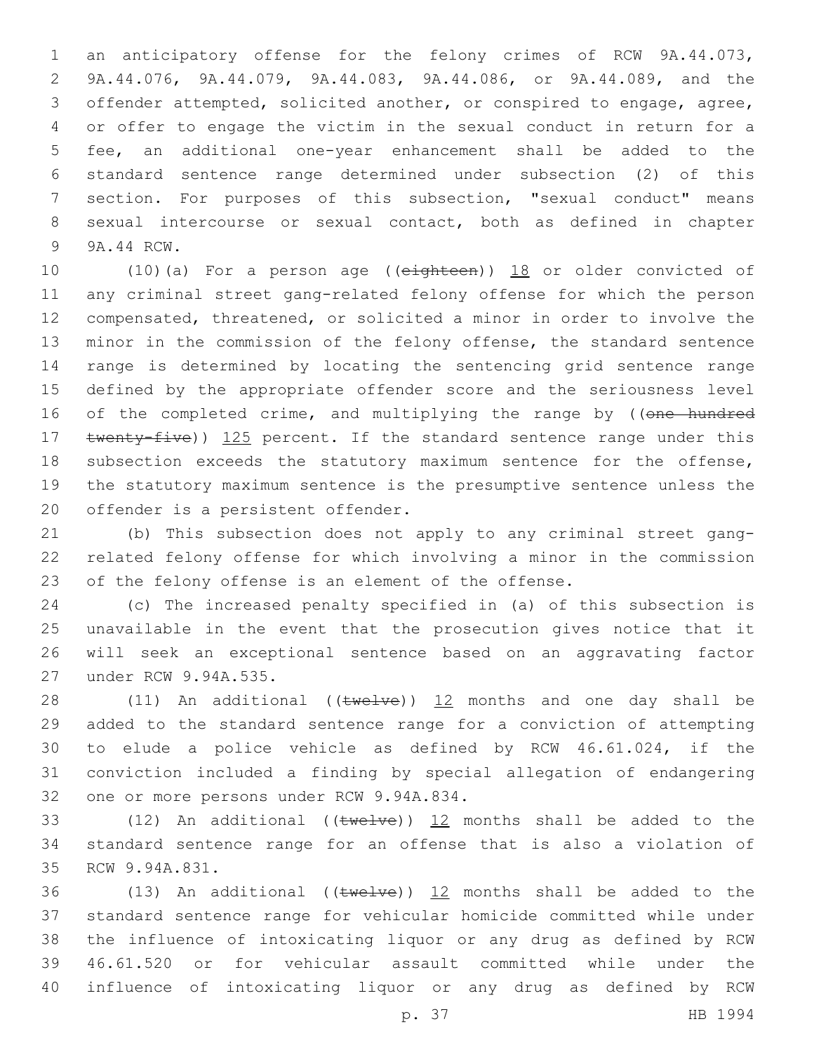an anticipatory offense for the felony crimes of RCW 9A.44.073, 9A.44.076, 9A.44.079, 9A.44.083, 9A.44.086, or 9A.44.089, and the offender attempted, solicited another, or conspired to engage, agree, or offer to engage the victim in the sexual conduct in return for a fee, an additional one-year enhancement shall be added to the standard sentence range determined under subsection (2) of this section. For purposes of this subsection, "sexual conduct" means sexual intercourse or sexual contact, both as defined in chapter 9A.44 RCW.

(10)(a) For a person age ((~~eighteen~~)) 18 or older convicted of any criminal street gang-related felony offense for which the person compensated, threatened, or solicited a minor in order to involve the minor in the commission of the felony offense, the standard sentence range is determined by locating the sentencing grid sentence range defined by the appropriate offender score and the seriousness level of the completed crime, and multiplying the range by ((~~one hundred twenty-five~~)) 125 percent. If the standard sentence range under this subsection exceeds the statutory maximum sentence for the offense, the statutory maximum sentence is the presumptive sentence unless the offender is a persistent offender.

(b) This subsection does not apply to any criminal street gang-related felony offense for which involving a minor in the commission of the felony offense is an element of the offense.

(c) The increased penalty specified in (a) of this subsection is unavailable in the event that the prosecution gives notice that it will seek an exceptional sentence based on an aggravating factor under RCW 9.94A.535.

(11) An additional ((~~twelve~~)) 12 months and one day shall be added to the standard sentence range for a conviction of attempting to elude a police vehicle as defined by RCW 46.61.024, if the conviction included a finding by special allegation of endangering one or more persons under RCW 9.94A.834.

(12) An additional ((~~twelve~~)) 12 months shall be added to the standard sentence range for an offense that is also a violation of RCW 9.94A.831.

(13) An additional ((~~twelve~~)) 12 months shall be added to the standard sentence range for vehicular homicide committed while under the influence of intoxicating liquor or any drug as defined by RCW 46.61.520 or for vehicular assault committed while under the influence of intoxicating liquor or any drug as defined by RCW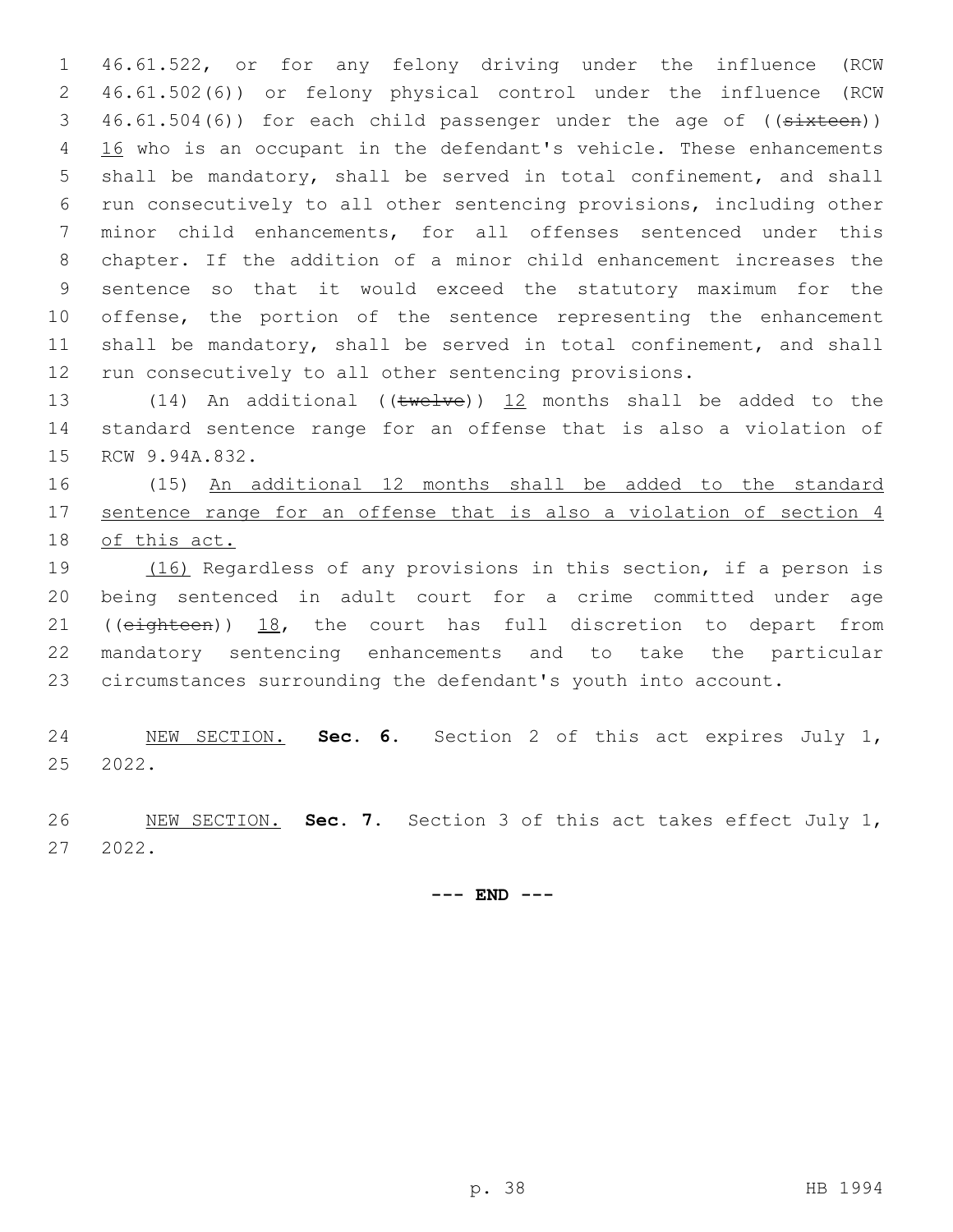46.61.522, or for any felony driving under the influence (RCW 46.61.502(6)) or felony physical control under the influence (RCW 46.61.504(6)) for each child passenger under the age of ((~~sixteen~~)) 16 who is an occupant in the defendant's vehicle. These enhancements shall be mandatory, shall be served in total confinement, and shall run consecutively to all other sentencing provisions, including other minor child enhancements, for all offenses sentenced under this chapter. If the addition of a minor child enhancement increases the sentence so that it would exceed the statutory maximum for the offense, the portion of the sentence representing the enhancement shall be mandatory, shall be served in total confinement, and shall run consecutively to all other sentencing provisions.

(14) An additional ((~~twelve~~)) 12 months shall be added to the standard sentence range for an offense that is also a violation of RCW 9.94A.832.

(15) An additional 12 months shall be added to the standard sentence range for an offense that is also a violation of section 4 of this act.

(16) Regardless of any provisions in this section, if a person is being sentenced in adult court for a crime committed under age ((~~eighteen~~)) 18, the court has full discretion to depart from mandatory sentencing enhancements and to take the particular circumstances surrounding the defendant's youth into account.

NEW SECTION. **Sec. 6.** Section 2 of this act expires July 1, 2022.

NEW SECTION. **Sec. 7.** Section 3 of this act takes effect July 1, 2022.

**--- END ---**